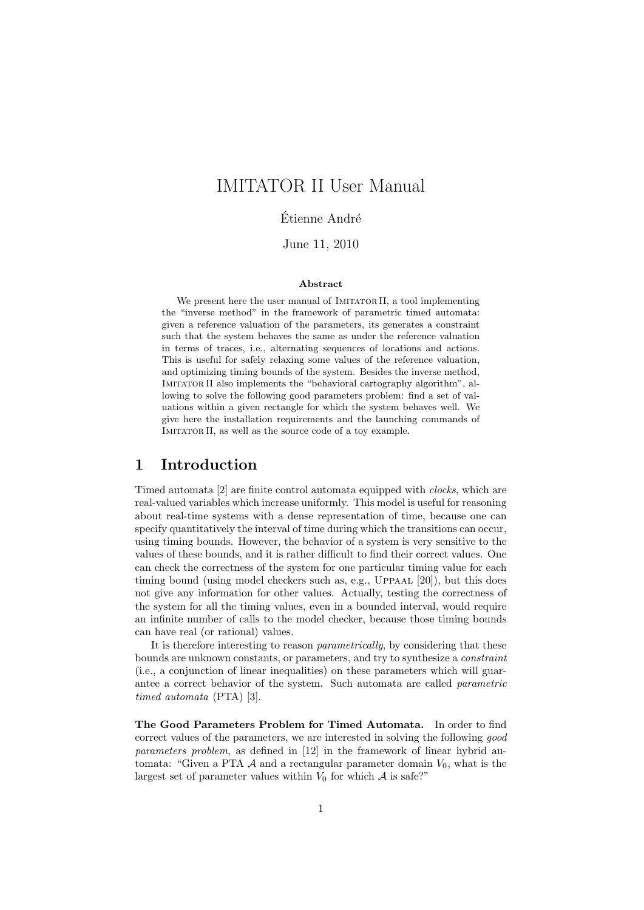# IMITATOR II User Manual

Étienne André

June 11, 2010

**Abstract**

We present here the user manual of IMITATOR II, a tool implementing the "inverse method" in the framework of parametric timed automata: given a reference valuation of the parameters, its generates a constraint such that the system behaves the same as under the reference valuation in terms of traces, i.e., alternating sequences of locations and actions. This is useful for safely relaxing some values of the reference valuation, and optimizing timing bounds of the system. Besides the inverse method, IMITATOR II also implements the "behavioral cartography algorithm", allowing to solve the following good parameters problem: find a set of valuations within a given rectangle for which the system behaves well. We give here the installation requirements and the launching commands of IMITATOR II, as well as the source code of a toy example.

## 1 Introduction

Timed automata [2] are finite control automata equipped with *clocks*, which are real-valued variables which increase uniformly. This model is useful for reasoning about real-time systems with a dense representation of time, because one can specify quantitatively the interval of time during which the transitions can occur, using timing bounds. However, the behavior of a system is very sensitive to the values of these bounds, and it is rather difficult to find their correct values. One can check the correctness of the system for one particular timing value for each timing bound (using model checkers such as, e.g., UPPAAL [20]), but this does not give any information for other values. Actually, testing the correctness of the system for all the timing values, even in a bounded interval, would require an infinite number of calls to the model checker, because those timing bounds can have real (or rational) values.

It is therefore interesting to reason *parametrically*, by considering that these bounds are unknown constants, or parameters, and try to synthesize a *constraint* (i.e., a conjunction of linear inequalities) on these parameters which will guarantee a correct behavior of the system. Such automata are called *parametric timed automata* (PTA) [3].

**The Good Parameters Problem for Timed Automata.** In order to find correct values of the parameters, we are interested in solving the following *good parameters problem*, as defined in [12] in the framework of linear hybrid automata: "Given a PTA $\mathcal{A}$ and a rectangular parameter domain $V_0$, what is the largest set of parameter values within $V_0$ for which $\mathcal{A}$ is safe?"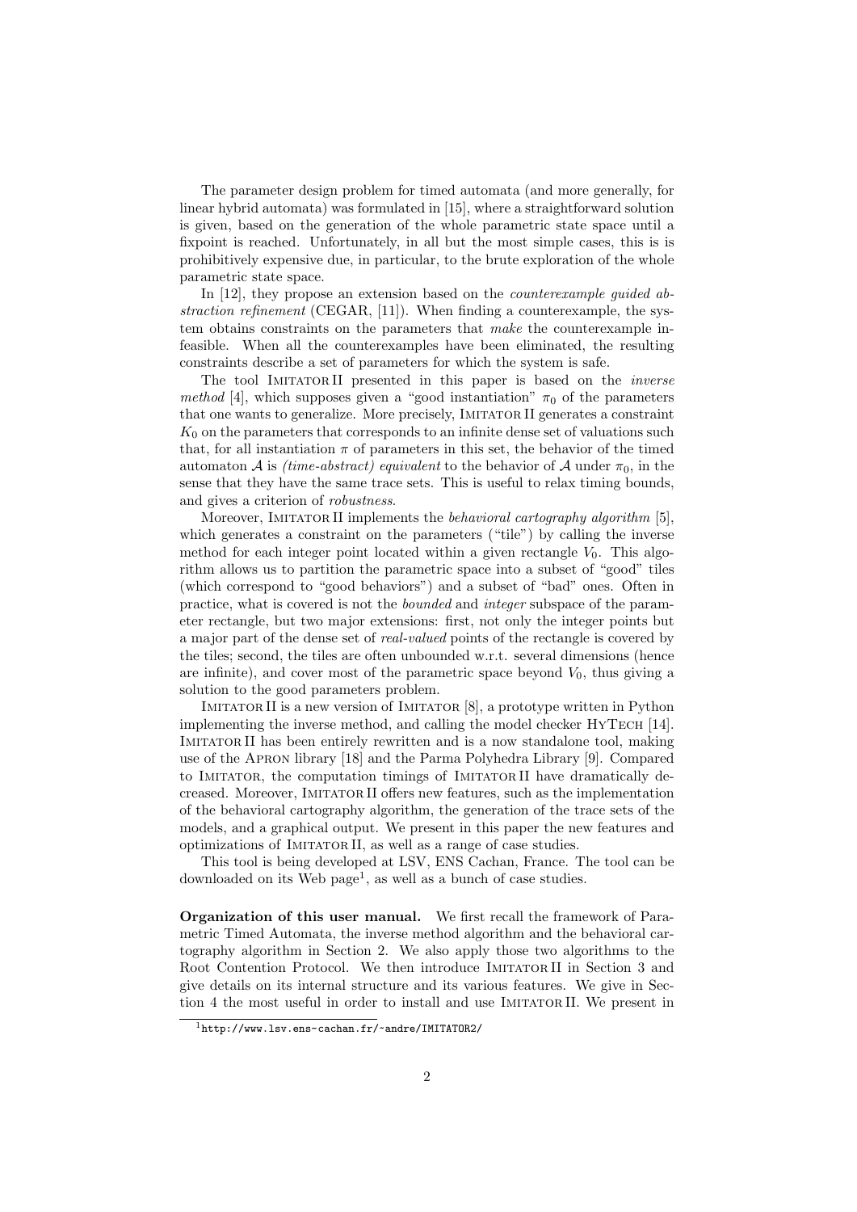The parameter design problem for timed automata (and more generally, for linear hybrid automata) was formulated in [15], where a straightforward solution is given, based on the generation of the whole parametric state space until a fixpoint is reached. Unfortunately, in all but the most simple cases, this is is prohibitively expensive due, in particular, to the brute exploration of the whole parametric state space.

In [12], they propose an extension based on the *counterexample guided abstraction refinement* (CEGAR, [11]). When finding a counterexample, the system obtains constraints on the parameters that *make* the counterexample infeasible. When all the counterexamples have been eliminated, the resulting constraints describe a set of parameters for which the system is safe.

The tool IMITATOR II presented in this paper is based on the *inverse method* [4], which supposes given a "good instantiation" $\pi_0$ of the parameters that one wants to generalize. More precisely, IMITATOR II generates a constraint $K_0$ on the parameters that corresponds to an infinite dense set of valuations such that, for all instantiation $\pi$ of parameters in this set, the behavior of the timed automaton $\mathcal{A}$ is *(time-abstract) equivalent* to the behavior of $\mathcal{A}$ under $\pi_0$, in the sense that they have the same trace sets. This is useful to relax timing bounds, and gives a criterion of *robustness*.

Moreover, IMITATOR II implements the *behavioral cartography algorithm* [5], which generates a constraint on the parameters ("tile") by calling the inverse method for each integer point located within a given rectangle $V_0$. This algorithm allows us to partition the parametric space into a subset of "good" tiles (which correspond to "good behaviors") and a subset of "bad" ones. Often in practice, what is covered is not the *bounded* and *integer* subspace of the parameter rectangle, but two major extensions: first, not only the integer points but a major part of the dense set of *real-valued* points of the rectangle is covered by the tiles; second, the tiles are often unbounded w.r.t. several dimensions (hence are infinite), and cover most of the parametric space beyond $V_0$, thus giving a solution to the good parameters problem.

IMITATOR II is a new version of IMITATOR [8], a prototype written in Python implementing the inverse method, and calling the model checker HYTECH [14]. IMITATOR II has been entirely rewritten and is a now standalone tool, making use of the APRON library [18] and the Parma Polyhedra Library [9]. Compared to IMITATOR, the computation timings of IMITATOR II have dramatically decreased. Moreover, IMITATOR II offers new features, such as the implementation of the behavioral cartography algorithm, the generation of the trace sets of the models, and a graphical output. We present in this paper the new features and optimizations of IMITATOR II, as well as a range of case studies.

This tool is being developed at LSV, ENS Cachan, France. The tool can be downloaded on its Web page[1], as well as a bunch of case studies.

**Organization of this user manual.** We first recall the framework of Parametric Timed Automata, the inverse method algorithm and the behavioral cartography algorithm in Section 2. We also apply those two algorithms to the Root Contention Protocol. We then introduce IMITATOR II in Section 3 and give details on its internal structure and its various features. We give in Section 4 the most useful in order to install and use IMITATOR II. We present in

[1] `http://www.lsv.ens-cachan.fr/~andre/IMITATOR2/`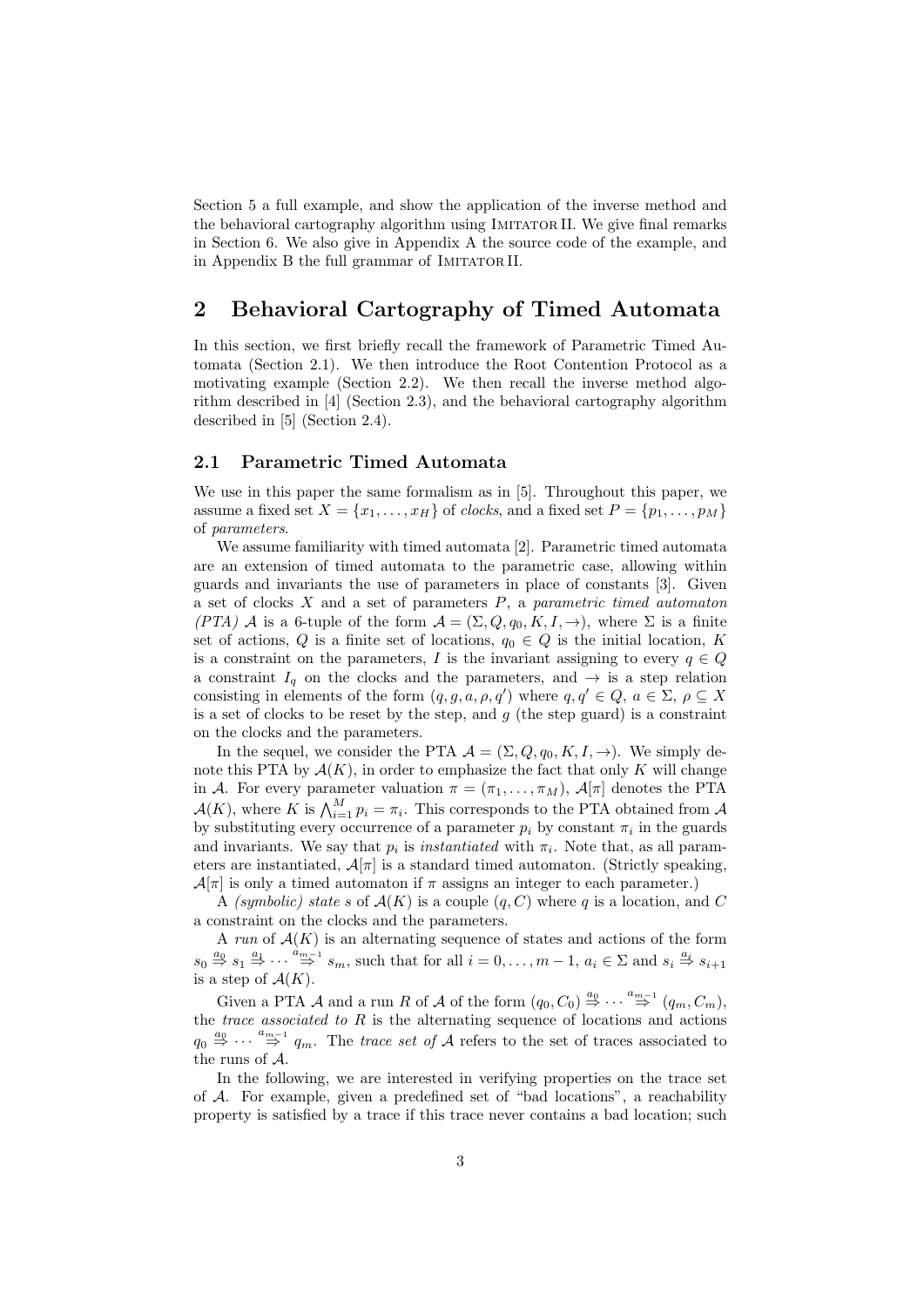Section 5 a full example, and show the application of the inverse method and the behavioral cartography algorithm using IMITATOR II. We give final remarks in Section 6. We also give in Appendix A the source code of the example, and in Appendix B the full grammar of IMITATOR II.

## 2 Behavioral Cartography of Timed Automata

In this section, we first briefly recall the framework of Parametric Timed Automata (Section 2.1). We then introduce the Root Contention Protocol as a motivating example (Section 2.2). We then recall the inverse method algorithm described in [4] (Section 2.3), and the behavioral cartography algorithm described in [5] (Section 2.4).

### 2.1 Parametric Timed Automata

We use in this paper the same formalism as in [5]. Throughout this paper, we assume a fixed set $X = \{x_1, \dots, x_H\}$ of *clocks*, and a fixed set $P = \{p_1, \dots, p_M\}$ of *parameters*.

We assume familiarity with timed automata [2]. Parametric timed automata are an extension of timed automata to the parametric case, allowing within guards and invariants the use of parameters in place of constants [3]. Given a set of clocks $X$ and a set of parameters $P$, a *parametric timed automaton (PTA)* $\mathcal{A}$ is a 6-tuple of the form $\mathcal{A} = (\Sigma, Q, q_0, K, I, \rightarrow)$, where $\Sigma$ is a finite set of actions, $Q$ is a finite set of locations, $q_0 \in Q$ is the initial location, $K$ is a constraint on the parameters, $I$ is the invariant assigning to every $q \in Q$ a constraint $I_q$ on the clocks and the parameters, and $\rightarrow$ is a step relation consisting in elements of the form $(q, g, a, \rho, q')$ where $q, q' \in Q$, $a \in \Sigma$, $\rho \subseteq X$ is a set of clocks to be reset by the step, and $g$ (the step guard) is a constraint on the clocks and the parameters.

In the sequel, we consider the PTA $\mathcal{A} = (\Sigma, Q, q_0, K, I, \rightarrow)$. We simply denote this PTA by $\mathcal{A}(K)$, in order to emphasize the fact that only $K$ will change in $\mathcal{A}$. For every parameter valuation $\pi = (\pi_1, \dots, \pi_M)$, $\mathcal{A}[\pi]$ denotes the PTA $\mathcal{A}(K)$, where $K$ is $\bigwedge_{i=1}^{M} p_i = \pi_i$. This corresponds to the PTA obtained from $\mathcal{A}$ by substituting every occurrence of a parameter $p_i$ by constant $\pi_i$ in the guards and invariants. We say that $p_i$ is *instantiated* with $\pi_i$. Note that, as all parameters are instantiated, $\mathcal{A}[\pi]$ is a standard timed automaton. (Strictly speaking, $\mathcal{A}[\pi]$ is only a timed automaton if $\pi$ assigns an integer to each parameter.)

A *(symbolic) state* $s$ of $\mathcal{A}(K)$ is a couple $(q, C)$ where $q$ is a location, and $C$ a constraint on the clocks and the parameters.

A *run* of $\mathcal{A}(K)$ is an alternating sequence of states and actions of the form $s_0 \overset{a_0}{\Rightarrow} s_1 \overset{a_1}{\Rightarrow} \cdots \overset{a_{m-1}}{\Rightarrow} s_m$, such that for all $i = 0, \dots, m-1$, $a_i \in \Sigma$ and $s_i \overset{a_i}{\Rightarrow} s_{i+1}$ is a step of $\mathcal{A}(K)$.

Given a PTA $\mathcal{A}$ and a run $R$ of $\mathcal{A}$ of the form $(q_0, C_0) \overset{a_0}{\Rightarrow} \cdots \overset{a_{m-1}}{\Rightarrow} (q_m, C_m)$, the *trace associated to* $R$ is the alternating sequence of locations and actions $q_0 \overset{a_0}{\Rightarrow} \cdots \overset{a_{m-1}}{\Rightarrow} q_m$. The *trace set of* $\mathcal{A}$ refers to the set of traces associated to the runs of $\mathcal{A}$.

In the following, we are interested in verifying properties on the trace set of $\mathcal{A}$. For example, given a predefined set of "bad locations", a reachability property is satisfied by a trace if this trace never contains a bad location; such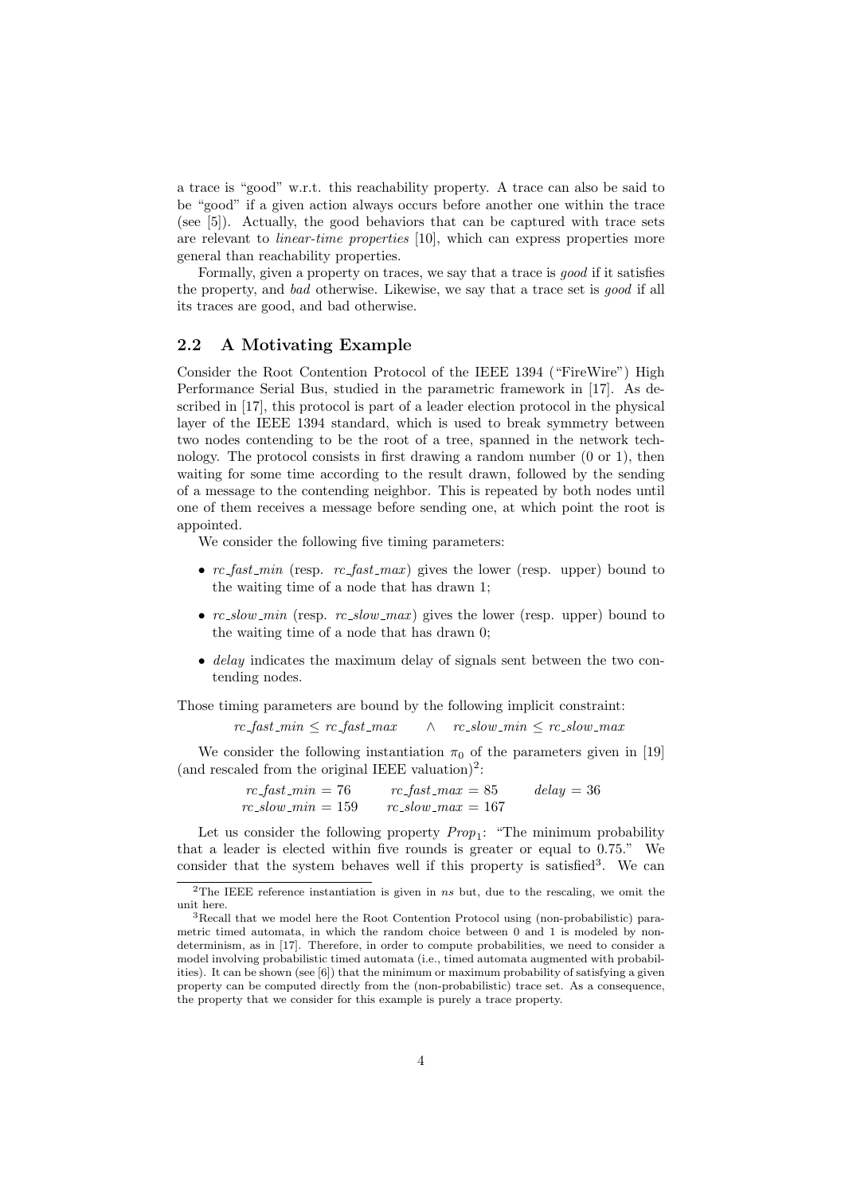a trace is "good" w.r.t. this reachability property. A trace can also be said to be "good" if a given action always occurs before another one within the trace (see [5]). Actually, the good behaviors that can be captured with trace sets are relevant to *linear-time properties* [10], which can express properties more general than reachability properties.

Formally, given a property on traces, we say that a trace is *good* if it satisfies the property, and *bad* otherwise. Likewise, we say that a trace set is *good* if all its traces are good, and bad otherwise.

## 2.2 A Motivating Example

Consider the Root Contention Protocol of the IEEE 1394 ("FireWire") High Performance Serial Bus, studied in the parametric framework in [17]. As described in [17], this protocol is part of a leader election protocol in the physical layer of the IEEE 1394 standard, which is used to break symmetry between two nodes contending to be the root of a tree, spanned in the network technology. The protocol consists in first drawing a random number (0 or 1), then waiting for some time according to the result drawn, followed by the sending of a message to the contending neighbor. This is repeated by both nodes until one of them receives a message before sending one, at which point the root is appointed.

We consider the following five timing parameters:

- $rc\_fast\_min$ (resp. $rc\_fast\_max$) gives the lower (resp. upper) bound to the waiting time of a node that has drawn 1;
- $rc\_slow\_min$ (resp. $rc\_slow\_max$) gives the lower (resp. upper) bound to the waiting time of a node that has drawn 0;
- $delay$ indicates the maximum delay of signals sent between the two contending nodes.

Those timing parameters are bound by the following implicit constraint:

$$rc\_fast\_min \leq rc\_fast\_max \quad \wedge \quad rc\_slow\_min \leq rc\_slow\_max$$

We consider the following instantiation $\pi_0$ of the parameters given in [19] (and rescaled from the original IEEE valuation)[2]:

$$\begin{array}{lll} rc\_fast\_min = 76 & rc\_fast\_max = 85 & delay = 36 \\ rc\_slow\_min = 159 & rc\_slow\_max = 167 & \end{array}$$

Let us consider the following property $Prop_1$: "The minimum probability that a leader is elected within five rounds is greater or equal to 0.75." We consider that the system behaves well if this property is satisfied[3]. We can

[2] The IEEE reference instantiation is given in *ns* but, due to the rescaling, we omit the unit here.

[3] Recall that we model here the Root Contention Protocol using (non-probabilistic) parametric timed automata, in which the random choice between 0 and 1 is modeled by non-determinism, as in [17]. Therefore, in order to compute probabilities, we need to consider a model involving probabilistic timed automata (i.e., timed automata augmented with probabilities). It can be shown (see [6]) that the minimum or maximum probability of satisfying a given property can be computed directly from the (non-probabilistic) trace set. As a consequence, the property that we consider for this example is purely a trace property.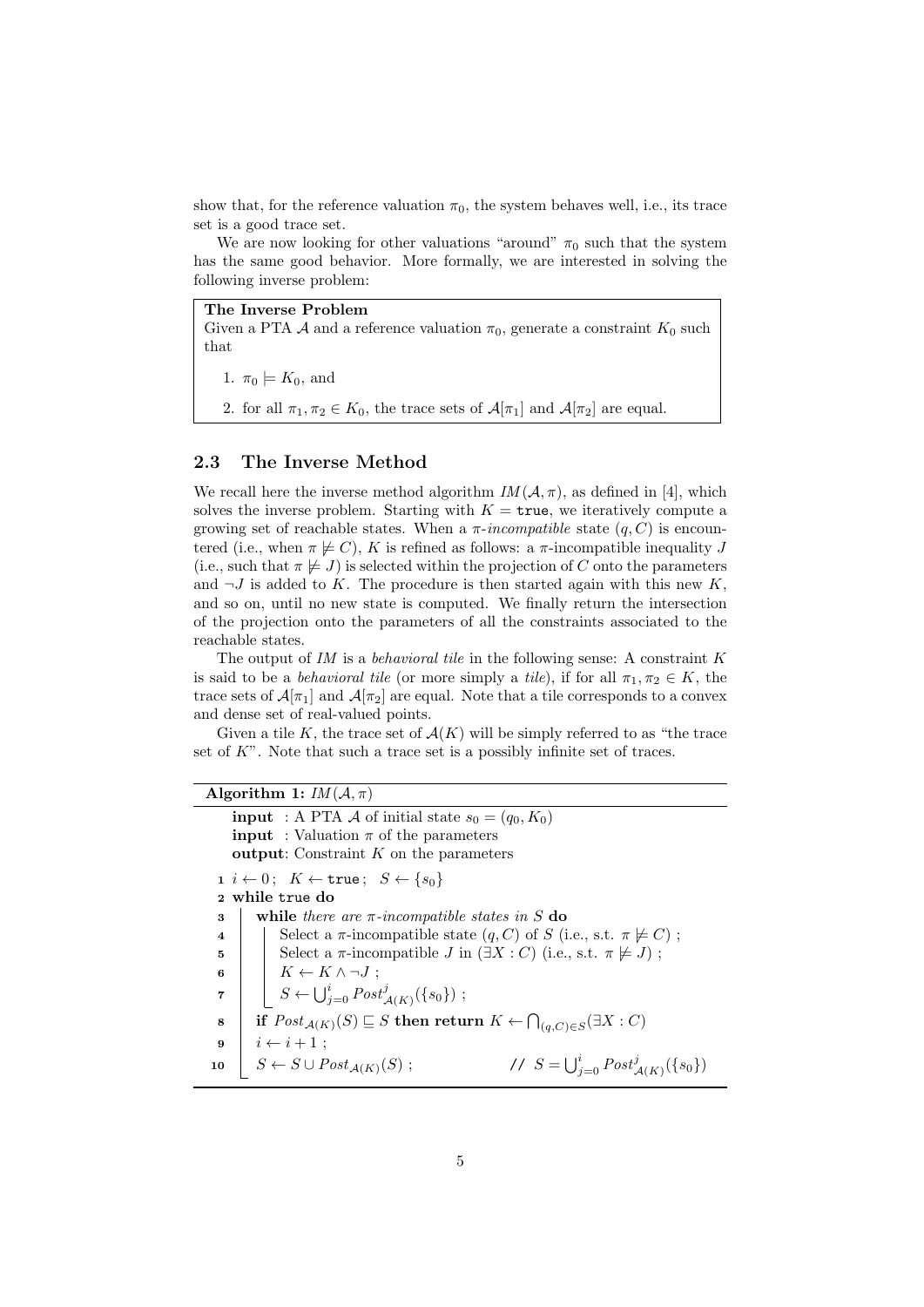show that, for the reference valuation $\pi_0$, the system behaves well, i.e., its trace set is a good trace set.

We are now looking for other valuations "around" $\pi_0$ such that the system has the same good behavior. More formally, we are interested in solving the following inverse problem:

> **The Inverse Problem**
> Given a PTA $\mathcal{A}$ and a reference valuation $\pi_0$, generate a constraint $K_0$ such that
>
> 1. $\pi_0 \models K_0$, and
> 2. for all $\pi_1, \pi_2 \in K_0$, the trace sets of $\mathcal{A}[\pi_1]$ and $\mathcal{A}[\pi_2]$ are equal.

## 2.3 The Inverse Method

We recall here the inverse method algorithm $IM(\mathcal{A}, \pi)$, as defined in [4], which solves the inverse problem. Starting with $K = \texttt{true}$, we iteratively compute a growing set of reachable states. When a $\pi$-*incompatible* state $(q, C)$ is encountered (i.e., when $\pi \not\models C$), $K$ is refined as follows: a $\pi$-incompatible inequality $J$ (i.e., such that $\pi \not\models J$) is selected within the projection of $C$ onto the parameters and $\neg J$ is added to $K$. The procedure is then started again with this new $K$, and so on, until no new state is computed. We finally return the intersection of the projection onto the parameters of all the constraints associated to the reachable states.

The output of *IM* is a *behavioral tile* in the following sense: A constraint $K$ is said to be a *behavioral tile* (or more simply a *tile*), if for all $\pi_1, \pi_2 \in K$, the trace sets of $\mathcal{A}[\pi_1]$ and $\mathcal{A}[\pi_2]$ are equal. Note that a tile corresponds to a convex and dense set of real-valued points.

Given a tile $K$, the trace set of $\mathcal{A}(K)$ will be simply referred to as "the trace set of $K$". Note that such a trace set is a possibly infinite set of traces.

**Algorithm 1:** $IM(\mathcal{A}, \pi)$

**input** : A PTA $\mathcal{A}$ of initial state $s_0 = (q_0, K_0)$
**input** : Valuation $\pi$ of the parameters
**output**: Constraint $K$ on the parameters

1. $i \leftarrow 0$; $K \leftarrow \texttt{true}$; $S \leftarrow \{s_0\}$
2. **while** `true` **do**
3. &nbsp;&nbsp;&nbsp;&nbsp;**while** *there are $\pi$-incompatible states in $S$* **do**
4. &nbsp;&nbsp;&nbsp;&nbsp;&nbsp;&nbsp;&nbsp;&nbsp;Select a $\pi$-incompatible state $(q, C)$ of $S$ (i.e., s.t. $\pi \not\models C$) ;
5. &nbsp;&nbsp;&nbsp;&nbsp;&nbsp;&nbsp;&nbsp;&nbsp;Select a $\pi$-incompatible $J$ in $(\exists X : C)$ (i.e., s.t. $\pi \not\models J$) ;
6. &nbsp;&nbsp;&nbsp;&nbsp;&nbsp;&nbsp;&nbsp;&nbsp;$K \leftarrow K \wedge \neg J$ ;
7. &nbsp;&nbsp;&nbsp;&nbsp;&nbsp;&nbsp;&nbsp;&nbsp;$S \leftarrow \bigcup_{j=0}^{i} Post^j_{\mathcal{A}(K)}(\{s_0\})$ ;
8. &nbsp;&nbsp;&nbsp;&nbsp;**if** $Post_{\mathcal{A}(K)}(S) \sqsubseteq S$ **then return** $K \leftarrow \bigcap_{(q,C) \in S} (\exists X : C)$
9. &nbsp;&nbsp;&nbsp;&nbsp;$i \leftarrow i + 1$ ;
10. &nbsp;&nbsp;&nbsp;&nbsp;$S \leftarrow S \cup Post_{\mathcal{A}(K)}(S)$ ; &nbsp;&nbsp;&nbsp;&nbsp;&nbsp;&nbsp;&nbsp;&nbsp;// $S = \bigcup_{j=0}^{i} Post^j_{\mathcal{A}(K)}(\{s_0\})$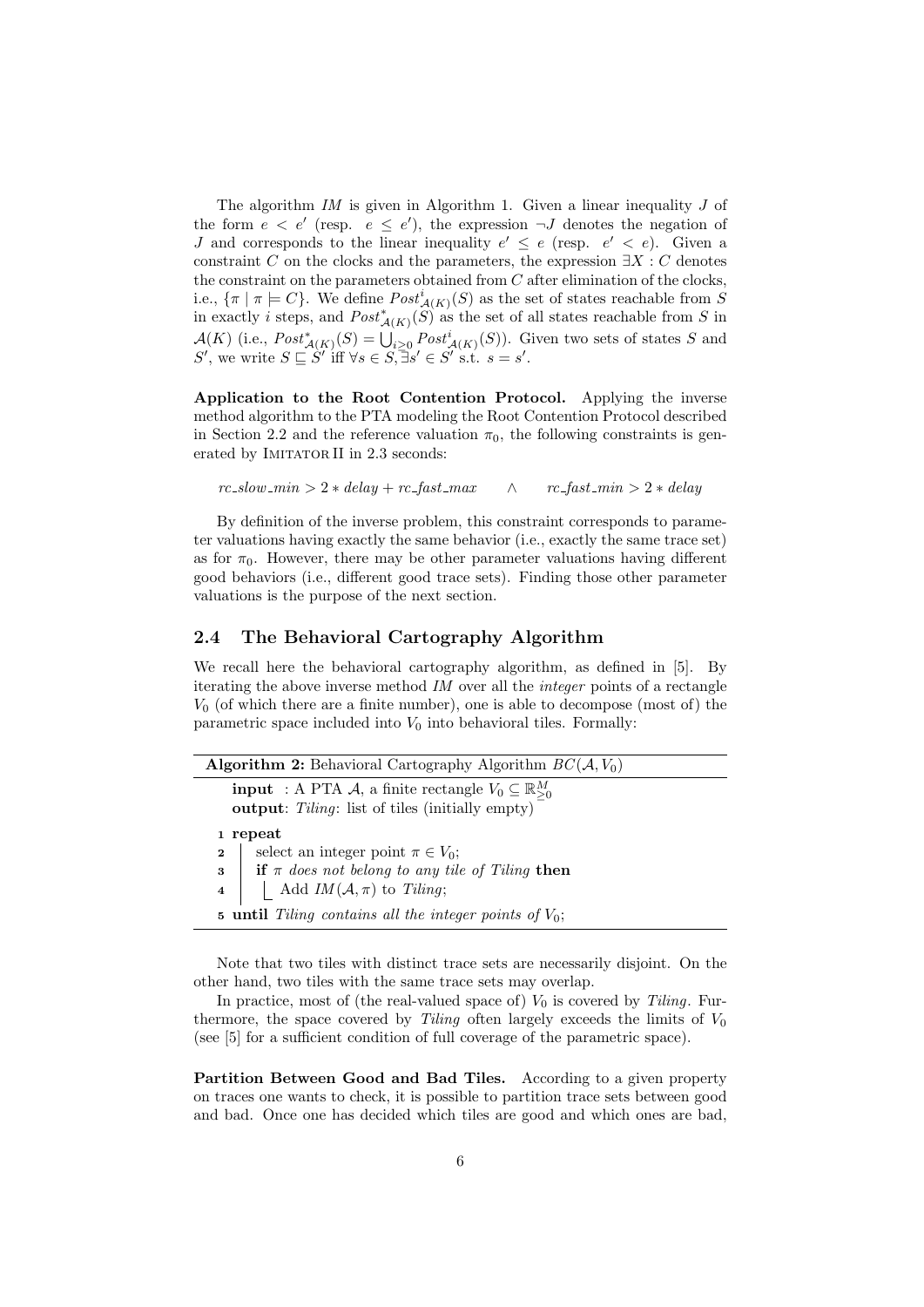The algorithm *IM* is given in Algorithm 1. Given a linear inequality $J$ of the form $e < e'$ (resp. $e \leq e'$), the expression $\neg J$ denotes the negation of $J$ and corresponds to the linear inequality $e' \leq e$ (resp. $e' < e$). Given a constraint $C$ on the clocks and the parameters, the expression $\exists X : C$ denotes the constraint on the parameters obtained from $C$ after elimination of the clocks, i.e., $\{\pi \mid \pi \models C\}$. We define $Post^i_{\mathcal{A}(K)}(S)$ as the set of states reachable from $S$ in exactly $i$ steps, and $Post^*_{\mathcal{A}(K)}(S)$ as the set of all states reachable from $S$ in $\mathcal{A}(K)$ (i.e., $Post^*_{\mathcal{A}(K)}(S) = \bigcup_{i \geq 0} Post^i_{\mathcal{A}(K)}(S)$). Given two sets of states $S$ and $S'$, we write $S \sqsubseteq S'$ iff $\forall s \in S, \exists s' \in S'$ s.t. $s = s'$.

**Application to the Root Contention Protocol.** Applying the inverse method algorithm to the PTA modeling the Root Contention Protocol described in Section 2.2 and the reference valuation $\pi_0$, the following constraints is generated by IMITATOR II in 2.3 seconds:

$$rc\_slow\_min > 2 * delay + rc\_fast\_max \qquad \wedge \qquad rc\_fast\_min > 2 * delay$$

By definition of the inverse problem, this constraint corresponds to parameter valuations having exactly the same behavior (i.e., exactly the same trace set) as for $\pi_0$. However, there may be other parameter valuations having different good behaviors (i.e., different good trace sets). Finding those other parameter valuations is the purpose of the next section.

### 2.4 The Behavioral Cartography Algorithm

We recall here the behavioral cartography algorithm, as defined in [5]. By iterating the above inverse method *IM* over all the *integer* points of a rectangle $V_0$ (of which there are a finite number), one is able to decompose (most of) the parametric space included into $V_0$ into behavioral tiles. Formally:

**Algorithm 2:** Behavioral Cartography Algorithm $BC(\mathcal{A}, V_0)$

**input** : A PTA $\mathcal{A}$, a finite rectangle $V_0 \subseteq \mathbb{R}^M_{\geq 0}$
**output**: *Tiling*: list of tiles (initially empty)

```
1 repeat
2     select an integer point π ∈ V0;
3     if π does not belong to any tile of Tiling then
4         Add IM(A, π) to Tiling;
5 until Tiling contains all the integer points of V0;
```

Note that two tiles with distinct trace sets are necessarily disjoint. On the other hand, two tiles with the same trace sets may overlap.

In practice, most of (the real-valued space of) $V_0$ is covered by *Tiling*. Furthermore, the space covered by *Tiling* often largely exceeds the limits of $V_0$ (see [5] for a sufficient condition of full coverage of the parametric space).

**Partition Between Good and Bad Tiles.** According to a given property on traces one wants to check, it is possible to partition trace sets between good and bad. Once one has decided which tiles are good and which ones are bad,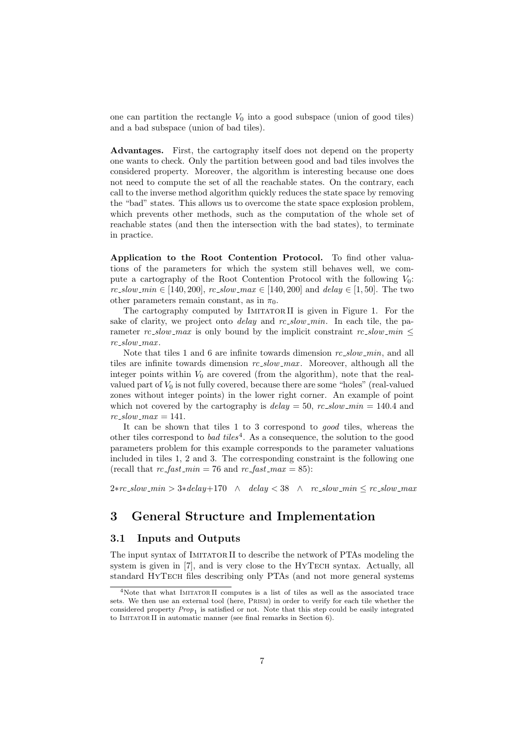one can partition the rectangle $V_0$ into a good subspace (union of good tiles) and a bad subspace (union of bad tiles).

**Advantages.** First, the cartography itself does not depend on the property one wants to check. Only the partition between good and bad tiles involves the considered property. Moreover, the algorithm is interesting because one does not need to compute the set of all the reachable states. On the contrary, each call to the inverse method algorithm quickly reduces the state space by removing the "bad" states. This allows us to overcome the state space explosion problem, which prevents other methods, such as the computation of the whole set of reachable states (and then the intersection with the bad states), to terminate in practice.

**Application to the Root Contention Protocol.** To find other valuations of the parameters for which the system still behaves well, we compute a cartography of the Root Contention Protocol with the following $V_0$: $rc\_slow\_min \in [140, 200]$, $rc\_slow\_max \in [140, 200]$ and $delay \in [1, 50]$. The two other parameters remain constant, as in $\pi_0$.

The cartography computed by IMITATOR II is given in Figure 1. For the sake of clarity, we project onto *delay* and *rc_slow_min*. In each tile, the parameter *rc_slow_max* is only bound by the implicit constraint $rc\_slow\_min \leq rc\_slow\_max$.

Note that tiles 1 and 6 are infinite towards dimension *rc_slow_min*, and all tiles are infinite towards dimension *rc_slow_max*. Moreover, although all the integer points within $V_0$ are covered (from the algorithm), note that the real-valued part of $V_0$ is not fully covered, because there are some "holes" (real-valued zones without integer points) in the lower right corner. An example of point which not covered by the cartography is $delay = 50$, $rc\_slow\_min = 140.4$ and $rc\_slow\_max = 141$.

It can be shown that tiles 1 to 3 correspond to *good* tiles, whereas the other tiles correspond to *bad tiles*[4]. As a consequence, the solution to the good parameters problem for this example corresponds to the parameter valuations included in tiles 1, 2 and 3. The corresponding constraint is the following one (recall that $rc\_fast\_min = 76$ and $rc\_fast\_max = 85$):

$$2{*}rc\_slow\_min > 3{*}delay{+}170 \quad \wedge \quad delay < 38 \quad \wedge \quad rc\_slow\_min \leq rc\_slow\_max$$

## 3 General Structure and Implementation

### 3.1 Inputs and Outputs

The input syntax of IMITATOR II to describe the network of PTAs modeling the system is given in [7], and is very close to the HYTECH syntax. Actually, all standard HYTECH files describing only PTAs (and not more general systems

[4]Note that what IMITATOR II computes is a list of tiles as well as the associated trace sets. We then use an external tool (here, PRISM) in order to verify for each tile whether the considered property $Prop_1$ is satisfied or not. Note that this step could be easily integrated to IMITATOR II in automatic manner (see final remarks in Section 6).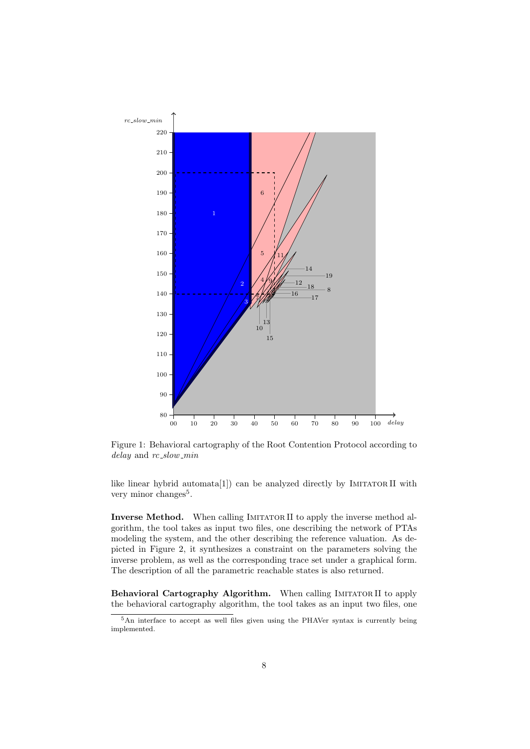Figure 1: Behavioral cartography of the Root Contention Protocol according to *delay* and *rc_slow_min*

like linear hybrid automata[1]) can be analyzed directly by IMITATOR II with very minor changes[5].

**Inverse Method.** When calling IMITATOR II to apply the inverse method algorithm, the tool takes as input two files, one describing the network of PTAs modeling the system, and the other describing the reference valuation. As depicted in Figure 2, it synthesizes a constraint on the parameters solving the inverse problem, as well as the corresponding trace set under a graphical form. The description of all the parametric reachable states is also returned.

**Behavioral Cartography Algorithm.** When calling IMITATOR II to apply the behavioral cartography algorithm, the tool takes as an input two files, one

[5] An interface to accept as well files given using the PHAVer syntax is currently being implemented.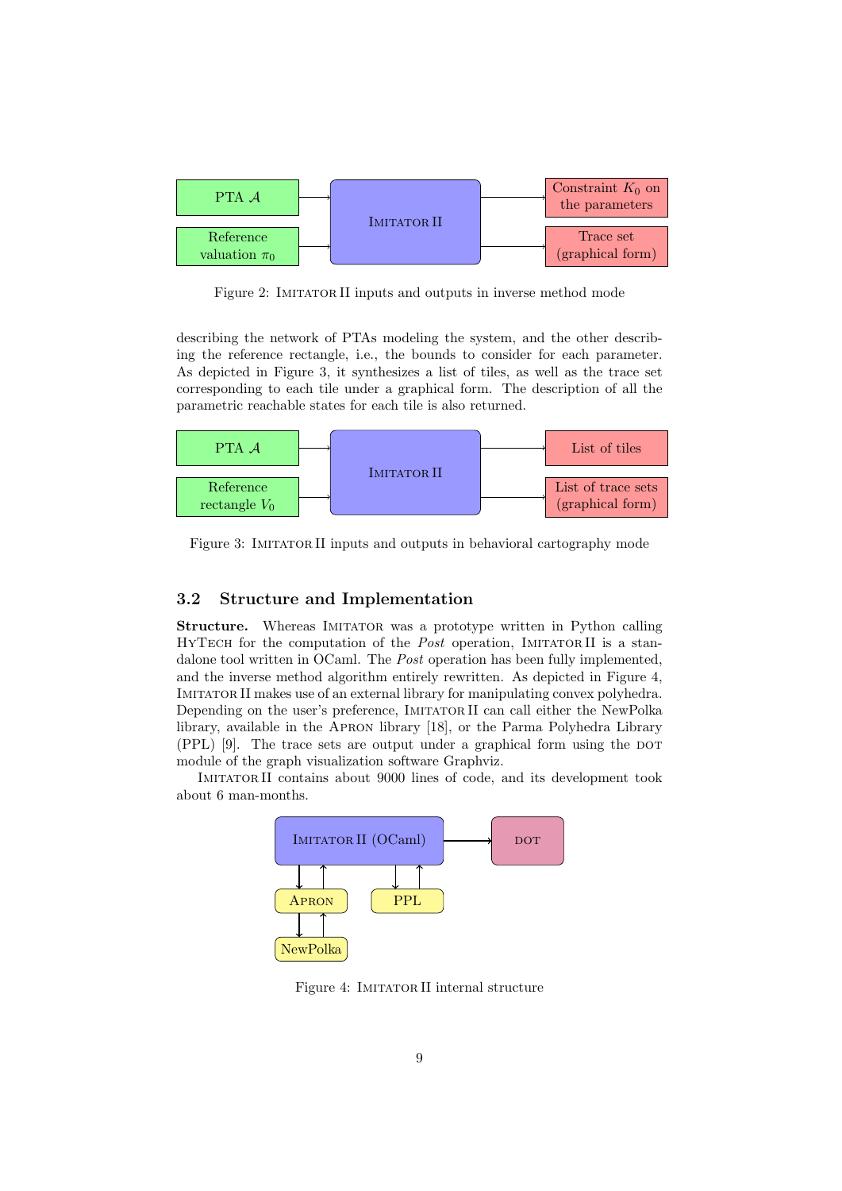Figure 2: IMITATOR II inputs and outputs in inverse method mode

describing the network of PTAs modeling the system, and the other describing the reference rectangle, i.e., the bounds to consider for each parameter. As depicted in Figure 3, it synthesizes a list of tiles, as well as the trace set corresponding to each tile under a graphical form. The description of all the parametric reachable states for each tile is also returned.

Figure 3: IMITATOR II inputs and outputs in behavioral cartography mode

### 3.2 Structure and Implementation

**Structure.** Whereas IMITATOR was a prototype written in Python calling HyTech for the computation of the *Post* operation, IMITATOR II is a standalone tool written in OCaml. The *Post* operation has been fully implemented, and the inverse method algorithm entirely rewritten. As depicted in Figure 4, IMITATOR II makes use of an external library for manipulating convex polyhedra. Depending on the user's preference, IMITATOR II can call either the NewPolka library, available in the APRON library [18], or the Parma Polyhedra Library (PPL) [9]. The trace sets are output under a graphical form using the DOT module of the graph visualization software Graphviz.

IMITATOR II contains about 9000 lines of code, and its development took about 6 man-months.

Figure 4: IMITATOR II internal structure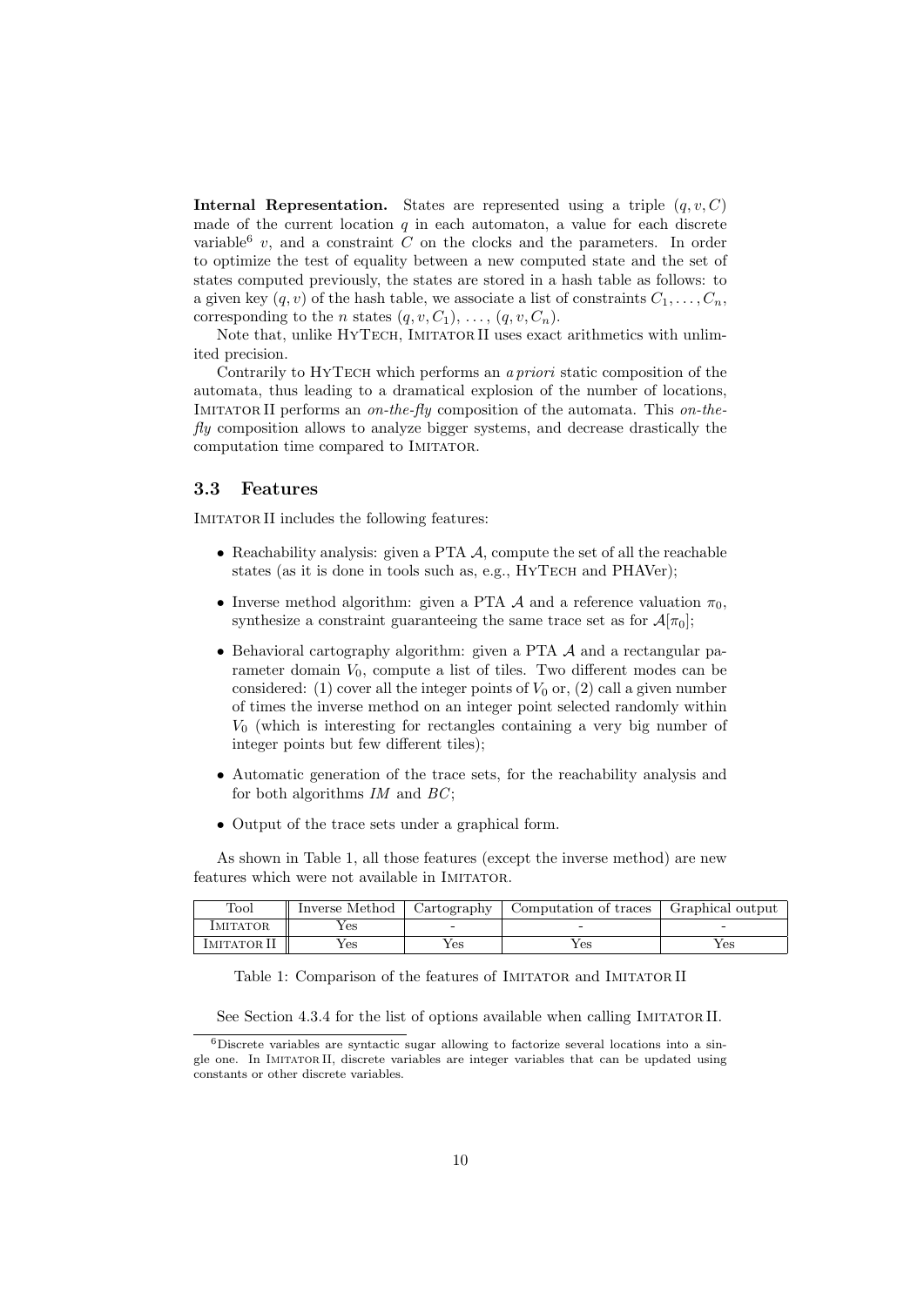**Internal Representation.** States are represented using a triple $(q, v, C)$ made of the current location $q$ in each automaton, a value for each discrete variable[6] $v$, and a constraint $C$ on the clocks and the parameters. In order to optimize the test of equality between a new computed state and the set of states computed previously, the states are stored in a hash table as follows: to a given key $(q, v)$ of the hash table, we associate a list of constraints $C_1, \ldots, C_n$, corresponding to the $n$ states $(q, v, C_1), \ldots, (q, v, C_n)$.

Note that, unlike HyTech, Imitator II uses exact arithmetics with unlimited precision.

Contrarily to HyTech which performs an *a priori* static composition of the automata, thus leading to a dramatical explosion of the number of locations, Imitator II performs an *on-the-fly* composition of the automata. This *on-the-fly* composition allows to analyze bigger systems, and decrease drastically the computation time compared to Imitator.

### 3.3 Features

Imitator II includes the following features:

- Reachability analysis: given a PTA $\mathcal{A}$, compute the set of all the reachable states (as it is done in tools such as, e.g., HyTech and PHAVer);
- Inverse method algorithm: given a PTA $\mathcal{A}$ and a reference valuation $\pi_0$, synthesize a constraint guaranteeing the same trace set as for $\mathcal{A}[\pi_0]$;
- Behavioral cartography algorithm: given a PTA $\mathcal{A}$ and a rectangular parameter domain $V_0$, compute a list of tiles. Two different modes can be considered: (1) cover all the integer points of $V_0$ or, (2) call a given number of times the inverse method on an integer point selected randomly within $V_0$ (which is interesting for rectangles containing a very big number of integer points but few different tiles);
- Automatic generation of the trace sets, for the reachability analysis and for both algorithms *IM* and *BC*;
- Output of the trace sets under a graphical form.

As shown in Table 1, all those features (except the inverse method) are new features which were not available in Imitator.

| Tool | Inverse Method | Cartography | Computation of traces | Graphical output |
|---|---|---|---|---|
| Imitator | Yes | - | - | - |
| Imitator II | Yes | Yes | Yes | Yes |

Table 1: Comparison of the features of Imitator and Imitator II

See Section 4.3.4 for the list of options available when calling Imitator II.

[6] Discrete variables are syntactic sugar allowing to factorize several locations into a single one. In Imitator II, discrete variables are integer variables that can be updated using constants or other discrete variables.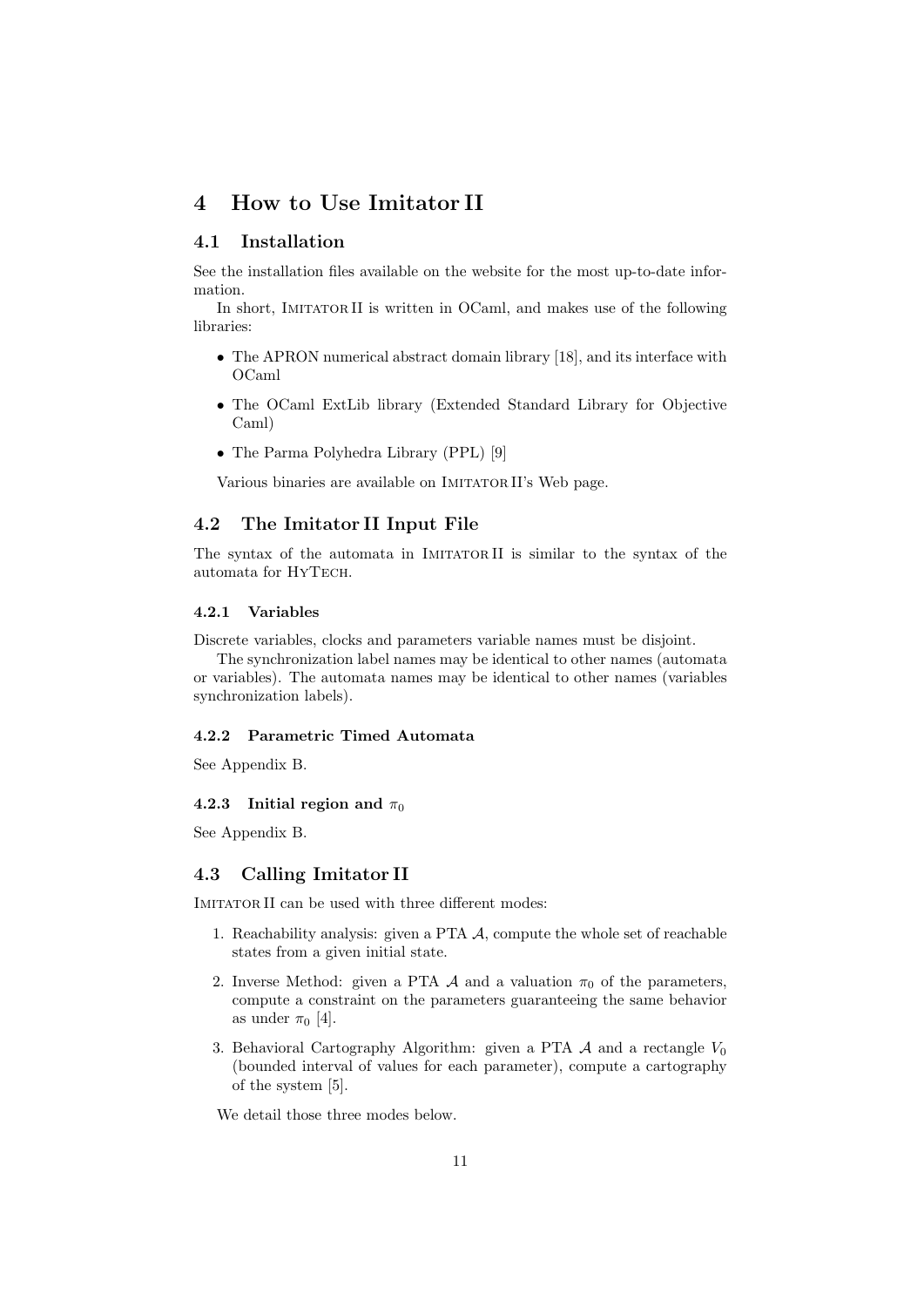# 4 How to Use Imitator II

## 4.1 Installation

See the installation files available on the website for the most up-to-date information.

In short, IMITATOR II is written in OCaml, and makes use of the following libraries:

- The APRON numerical abstract domain library [18], and its interface with OCaml
- The OCaml ExtLib library (Extended Standard Library for Objective Caml)
- The Parma Polyhedra Library (PPL) [9]

Various binaries are available on IMITATOR II's Web page.

## 4.2 The Imitator II Input File

The syntax of the automata in IMITATOR II is similar to the syntax of the automata for HYTECH.

### 4.2.1 Variables

Discrete variables, clocks and parameters variable names must be disjoint.

The synchronization label names may be identical to other names (automata or variables). The automata names may be identical to other names (variables synchronization labels).

### 4.2.2 Parametric Timed Automata

See Appendix B.

### 4.2.3 Initial region and $\pi_0$

See Appendix B.

## 4.3 Calling Imitator II

IMITATOR II can be used with three different modes:

1. Reachability analysis: given a PTA $\mathcal{A}$, compute the whole set of reachable states from a given initial state.
2. Inverse Method: given a PTA $\mathcal{A}$ and a valuation $\pi_0$ of the parameters, compute a constraint on the parameters guaranteeing the same behavior as under $\pi_0$ [4].
3. Behavioral Cartography Algorithm: given a PTA $\mathcal{A}$ and a rectangle $V_0$ (bounded interval of values for each parameter), compute a cartography of the system [5].

We detail those three modes below.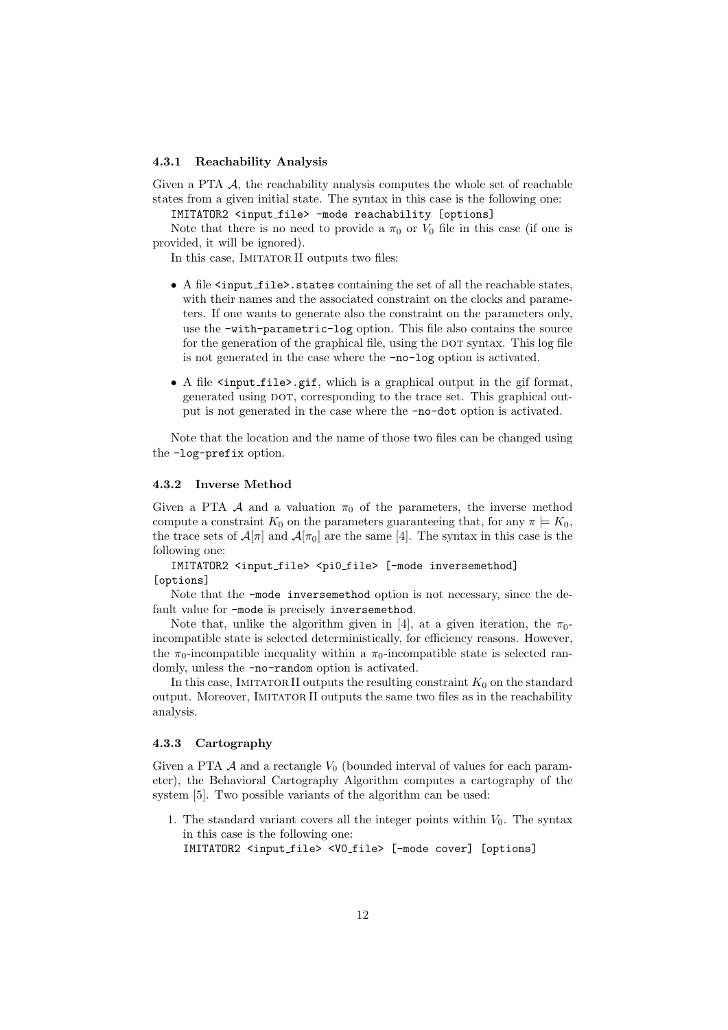### 4.3.1 Reachability Analysis

Given a PTA $\mathcal{A}$, the reachability analysis computes the whole set of reachable states from a given initial state. The syntax in this case is the following one:

`IMITATOR2 <input_file> -mode reachability [options]`

Note that there is no need to provide a $\pi_0$ or $V_0$ file in this case (if one is provided, it will be ignored).

In this case, IMITATOR II outputs two files:

- A file `<input_file>.states` containing the set of all the reachable states, with their names and the associated constraint on the clocks and parameters. If one wants to generate also the constraint on the parameters only, use the `-with-parametric-log` option. This file also contains the source for the generation of the graphical file, using the DOT syntax. This log file is not generated in the case where the `-no-log` option is activated.
- A file `<input_file>.gif`, which is a graphical output in the gif format, generated using DOT, corresponding to the trace set. This graphical output is not generated in the case where the `-no-dot` option is activated.

Note that the location and the name of those two files can be changed using the `-log-prefix` option.

### 4.3.2 Inverse Method

Given a PTA $\mathcal{A}$ and a valuation $\pi_0$ of the parameters, the inverse method compute a constraint $K_0$ on the parameters guaranteeing that, for any $\pi \models K_0$, the trace sets of $\mathcal{A}[\pi]$ and $\mathcal{A}[\pi_0]$ are the same [4]. The syntax in this case is the following one:

`IMITATOR2 <input_file> <pi0_file> [-mode inversemethod] [options]`

Note that the `-mode inversemethod` option is not necessary, since the default value for `-mode` is precisely `inversemethod`.

Note that, unlike the algorithm given in [4], at a given iteration, the $\pi_0$-incompatible state is selected deterministically, for efficiency reasons. However, the $\pi_0$-incompatible inequality within a $\pi_0$-incompatible state is selected randomly, unless the `-no-random` option is activated.

In this case, IMITATOR II outputs the resulting constraint $K_0$ on the standard output. Moreover, IMITATOR II outputs the same two files as in the reachability analysis.

### 4.3.3 Cartography

Given a PTA $\mathcal{A}$ and a rectangle $V_0$ (bounded interval of values for each parameter), the Behavioral Cartography Algorithm computes a cartography of the system [5]. Two possible variants of the algorithm can be used:

1. The standard variant covers all the integer points within $V_0$. The syntax in this case is the following one:
   `IMITATOR2 <input_file> <V0_file> [-mode cover] [options]`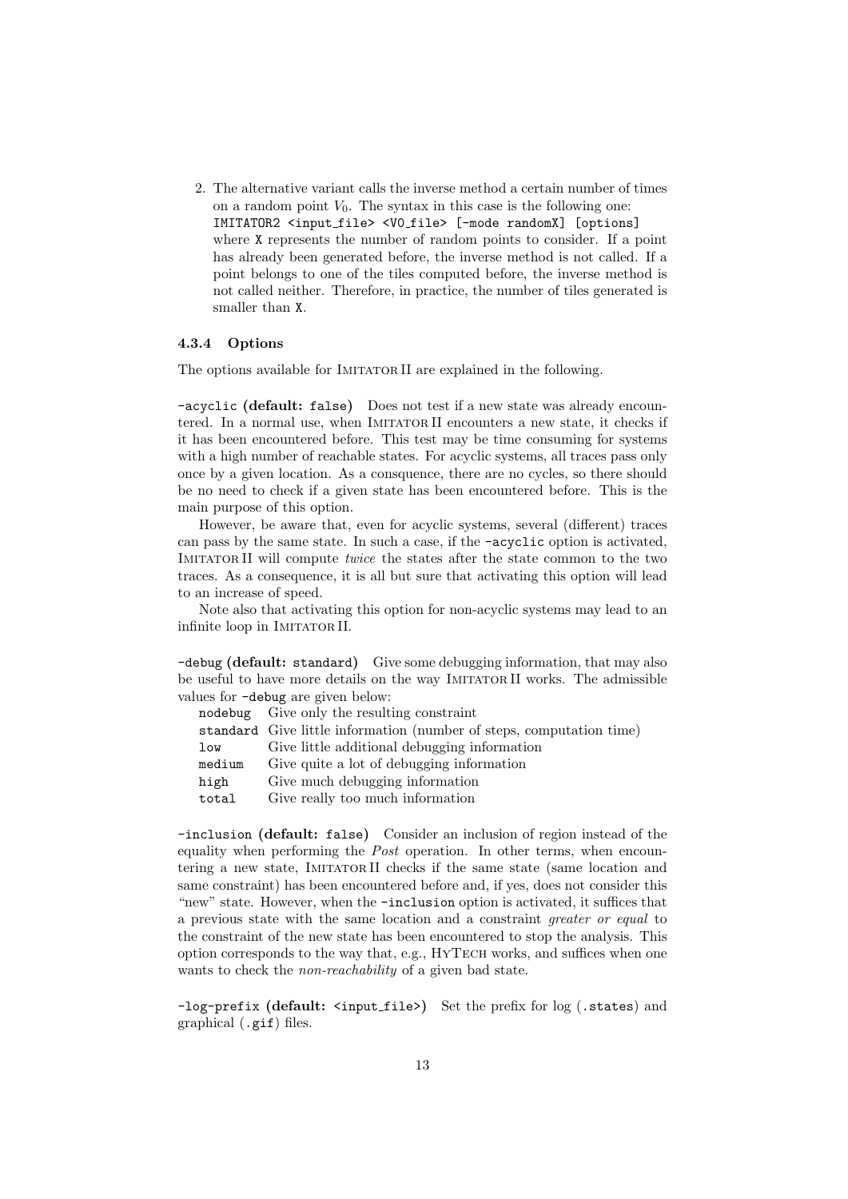2. The alternative variant calls the inverse method a certain number of times on a random point $V_0$. The syntax in this case is the following one:
`IMITATOR2 <input_file> <V0_file> [-mode randomX] [options]`
where `X` represents the number of random points to consider. If a point has already been generated before, the inverse method is not called. If a point belongs to one of the tiles computed before, the inverse method is not called neither. Therefore, in practice, the number of tiles generated is smaller than `X`.

#### 4.3.4 Options

The options available for IMITATOR II are explained in the following.

**`-acyclic` (default: `false`)** Does not test if a new state was already encountered. In a normal use, when IMITATOR II encounters a new state, it checks if it has been encountered before. This test may be time consuming for systems with a high number of reachable states. For acyclic systems, all traces pass only once by a given location. As a consquence, there are no cycles, so there should be no need to check if a given state has been encountered before. This is the main purpose of this option.

However, be aware that, even for acyclic systems, several (different) traces can pass by the same state. In such a case, if the `-acyclic` option is activated, IMITATOR II will compute *twice* the states after the state common to the two traces. As a consequence, it is all but sure that activating this option will lead to an increase of speed.

Note also that activating this option for non-acyclic systems may lead to an infinite loop in IMITATOR II.

**`-debug` (default: `standard`)** Give some debugging information, that may also be useful to have more details on the way IMITATOR II works. The admissible values for `-debug` are given below:

| | |
|---|---|
| `nodebug` | Give only the resulting constraint |
| `standard` | Give little information (number of steps, computation time) |
| `low` | Give little additional debugging information |
| `medium` | Give quite a lot of debugging information |
| `high` | Give much debugging information |
| `total` | Give really too much information |

**`-inclusion` (default: `false`)** Consider an inclusion of region instead of the equality when performing the *Post* operation. In other terms, when encountering a new state, IMITATOR II checks if the same state (same location and same constraint) has been encountered before and, if yes, does not consider this "new" state. However, when the `-inclusion` option is activated, it suffices that a previous state with the same location and a constraint *greater or equal* to the constraint of the new state has been encountered to stop the analysis. This option corresponds to the way that, e.g., HYTECH works, and suffices when one wants to check the *non-reachability* of a given bad state.

**`-log-prefix` (default: `<input_file>`)** Set the prefix for log (`.states`) and graphical (`.gif`) files.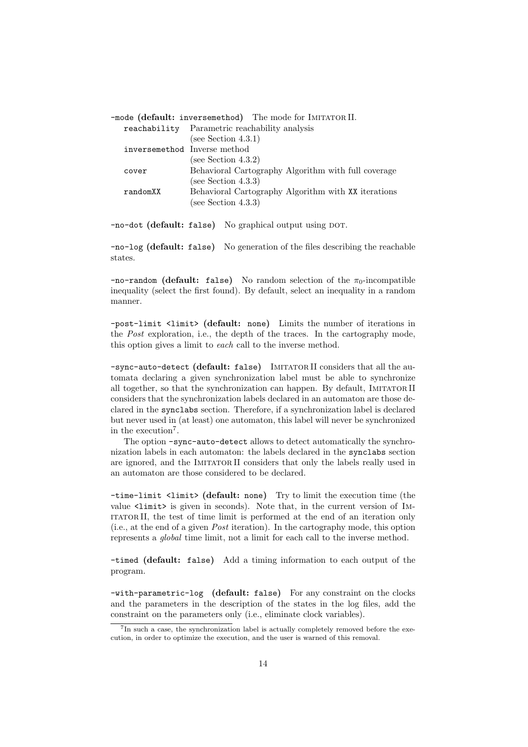`-mode` **(default: `inversemethod`)** The mode for IMITATOR II.

| | |
|---|---|
| `reachability` | Parametric reachability analysis (see Section 4.3.1) |
| `inversemethod` | Inverse method (see Section 4.3.2) |
| `cover` | Behavioral Cartography Algorithm with full coverage (see Section 4.3.3) |
| `randomXX` | Behavioral Cartography Algorithm with `XX` iterations (see Section 4.3.3) |

`-no-dot` **(default: `false`)** No graphical output using DOT.

`-no-log` **(default: `false`)** No generation of the files describing the reachable states.

`-no-random` **(default: `false`)** No random selection of the $\pi_0$-incompatible inequality (select the first found). By default, select an inequality in a random manner.

`-post-limit <limit>` **(default: `none`)** Limits the number of iterations in the *Post* exploration, i.e., the depth of the traces. In the cartography mode, this option gives a limit to *each* call to the inverse method.

`-sync-auto-detect` **(default: `false`)** IMITATOR II considers that all the automata declaring a given synchronization label must be able to synchronize all together, so that the synchronization can happen. By default, IMITATOR II considers that the synchronization labels declared in an automaton are those declared in the `synclabs` section. Therefore, if a synchronization label is declared but never used in (at least) one automaton, this label will never be synchronized in the execution[7].

The option `-sync-auto-detect` allows to detect automatically the synchronization labels in each automaton: the labels declared in the `synclabs` section are ignored, and the IMITATOR II considers that only the labels really used in an automaton are those considered to be declared.

`-time-limit <limit>` **(default: `none`)** Try to limit the execution time (the value `<limit>` is given in seconds). Note that, in the current version of IMITATOR II, the test of time limit is performed at the end of an iteration only (i.e., at the end of a given *Post* iteration). In the cartography mode, this option represents a *global* time limit, not a limit for each call to the inverse method.

`-timed` **(default: `false`)** Add a timing information to each output of the program.

`-with-parametric-log` **(default: `false`)** For any constraint on the clocks and the parameters in the description of the states in the log files, add the constraint on the parameters only (i.e., eliminate clock variables).

[7] In such a case, the synchronization label is actually completely removed before the execution, in order to optimize the execution, and the user is warned of this removal.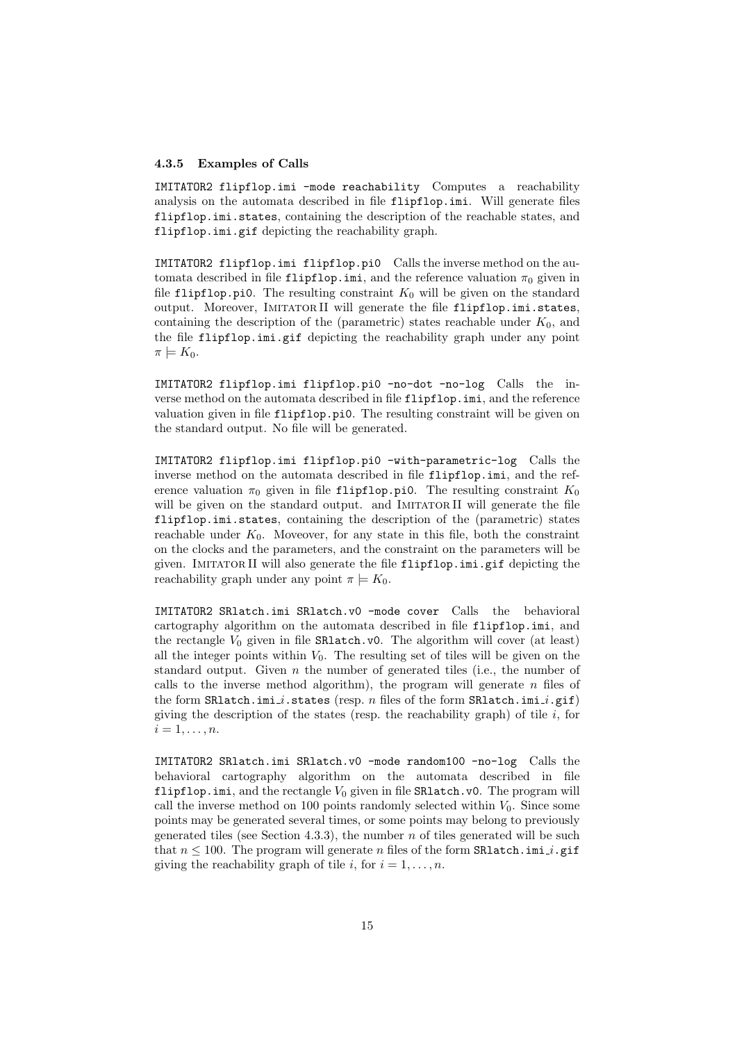### 4.3.5 Examples of Calls

`IMITATOR2 flipflop.imi -mode reachability` Computes a reachability analysis on the automata described in file `flipflop.imi`. Will generate files `flipflop.imi.states`, containing the description of the reachable states, and `flipflop.imi.gif` depicting the reachability graph.

`IMITATOR2 flipflop.imi flipflop.pi0` Calls the inverse method on the automata described in file `flipflop.imi`, and the reference valuation $\pi_0$ given in file `flipflop.pi0`. The resulting constraint $K_0$ will be given on the standard output. Moreover, IMITATOR II will generate the file `flipflop.imi.states`, containing the description of the (parametric) states reachable under $K_0$, and the file `flipflop.imi.gif` depicting the reachability graph under any point $\pi \models K_0$.

`IMITATOR2 flipflop.imi flipflop.pi0 -no-dot -no-log` Calls the inverse method on the automata described in file `flipflop.imi`, and the reference valuation given in file `flipflop.pi0`. The resulting constraint will be given on the standard output. No file will be generated.

`IMITATOR2 flipflop.imi flipflop.pi0 -with-parametric-log` Calls the inverse method on the automata described in file `flipflop.imi`, and the reference valuation $\pi_0$ given in file `flipflop.pi0`. The resulting constraint $K_0$ will be given on the standard output. and IMITATOR II will generate the file `flipflop.imi.states`, containing the description of the (parametric) states reachable under $K_0$. Moveover, for any state in this file, both the constraint on the clocks and the parameters, and the constraint on the parameters will be given. IMITATOR II will also generate the file `flipflop.imi.gif` depicting the reachability graph under any point $\pi \models K_0$.

`IMITATOR2 SRlatch.imi SRlatch.v0 -mode cover` Calls the behavioral cartography algorithm on the automata described in file `flipflop.imi`, and the rectangle $V_0$ given in file `SRlatch.v0`. The algorithm will cover (at least) all the integer points within $V_0$. The resulting set of tiles will be given on the standard output. Given $n$ the number of generated tiles (i.e., the number of calls to the inverse method algorithm), the program will generate $n$ files of the form `SRlatch.imi_`$i$`.states` (resp. $n$ files of the form `SRlatch.imi_`$i$`.gif`) giving the description of the states (resp. the reachability graph) of tile $i$, for $i = 1, \dots, n$.

`IMITATOR2 SRlatch.imi SRlatch.v0 -mode random100 -no-log` Calls the behavioral cartography algorithm on the automata described in file `flipflop.imi`, and the rectangle $V_0$ given in file `SRlatch.v0`. The program will call the inverse method on 100 points randomly selected within $V_0$. Since some points may be generated several times, or some points may belong to previously generated tiles (see Section 4.3.3), the number $n$ of tiles generated will be such that $n \leq 100$. The program will generate $n$ files of the form `SRlatch.imi_`$i$`.gif` giving the reachability graph of tile $i$, for $i = 1, \dots, n$.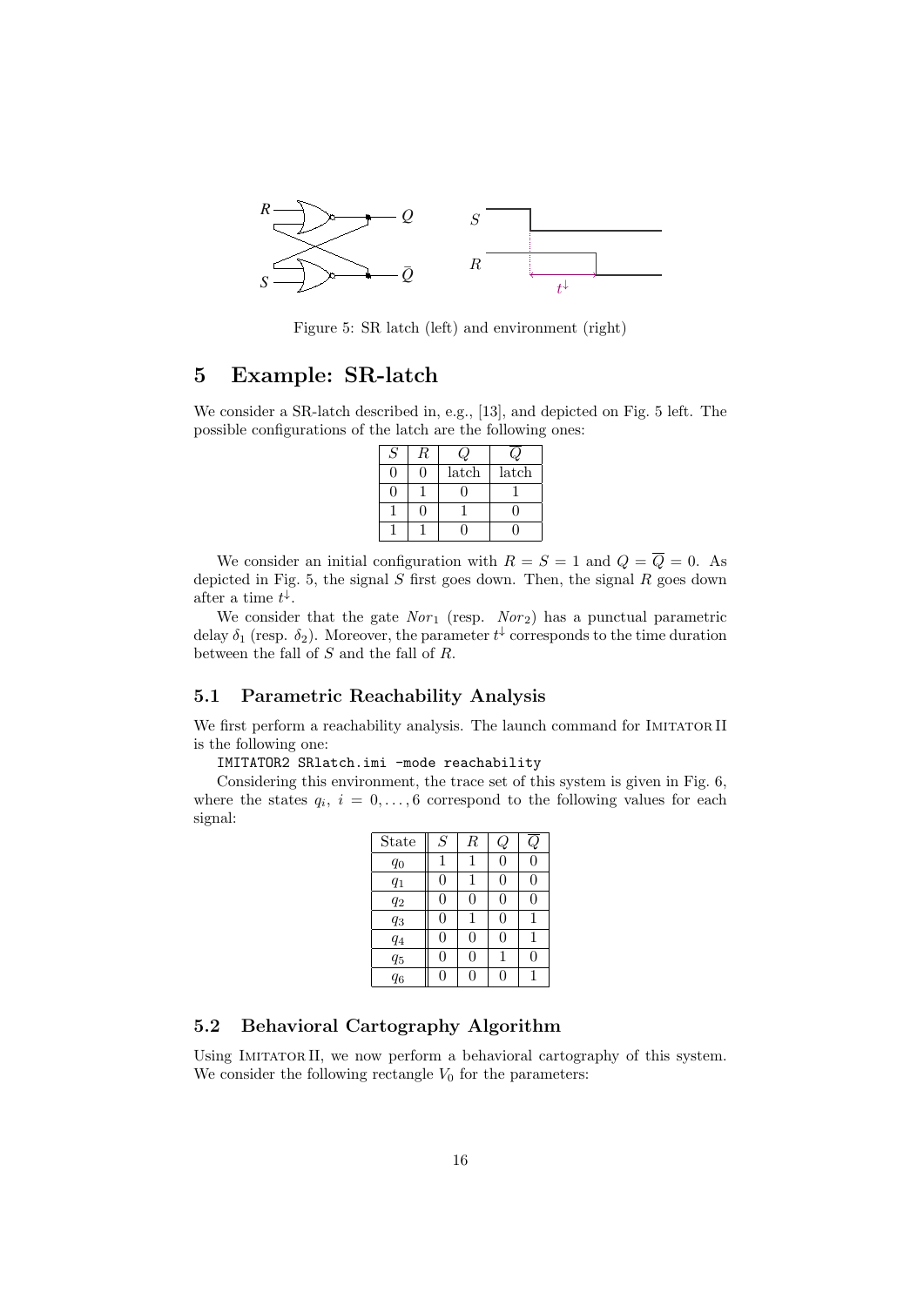Figure 5: SR latch (left) and environment (right)

## 5 Example: SR-latch

We consider a SR-latch described in, e.g., [13], and depicted on Fig. 5 left. The possible configurations of the latch are the following ones:

| $S$ | $R$ | $Q$ | $\overline{Q}$ |
|---|---|---|---|
| 0 | 0 | latch | latch |
| 0 | 1 | 0 | 1 |
| 1 | 0 | 1 | 0 |
| 1 | 1 | 0 | 0 |

We consider an initial configuration with $R = S = 1$ and $Q = \overline{Q} = 0$. As depicted in Fig. 5, the signal $S$ first goes down. Then, the signal $R$ goes down after a time $t^{\downarrow}$.

We consider that the gate $Nor_1$ (resp. $Nor_2$) has a punctual parametric delay $\delta_1$ (resp. $\delta_2$). Moreover, the parameter $t^{\downarrow}$ corresponds to the time duration between the fall of $S$ and the fall of $R$.

### 5.1 Parametric Reachability Analysis

We first perform a reachability analysis. The launch command for IMITATOR II is the following one:

```
IMITATOR2 SRlatch.imi -mode reachability
```

Considering this environment, the trace set of this system is given in Fig. 6, where the states $q_i$, $i = 0, \ldots, 6$ correspond to the following values for each signal:

| State | $S$ | $R$ | $Q$ | $\overline{Q}$ |
|---|---|---|---|---|
| $q_0$ | 1 | 1 | 0 | 0 |
| $q_1$ | 0 | 1 | 0 | 0 |
| $q_2$ | 0 | 0 | 0 | 0 |
| $q_3$ | 0 | 1 | 0 | 1 |
| $q_4$ | 0 | 0 | 0 | 1 |
| $q_5$ | 0 | 0 | 1 | 0 |
| $q_6$ | 0 | 0 | 0 | 1 |

### 5.2 Behavioral Cartography Algorithm

Using IMITATOR II, we now perform a behavioral cartography of this system. We consider the following rectangle $V_0$ for the parameters: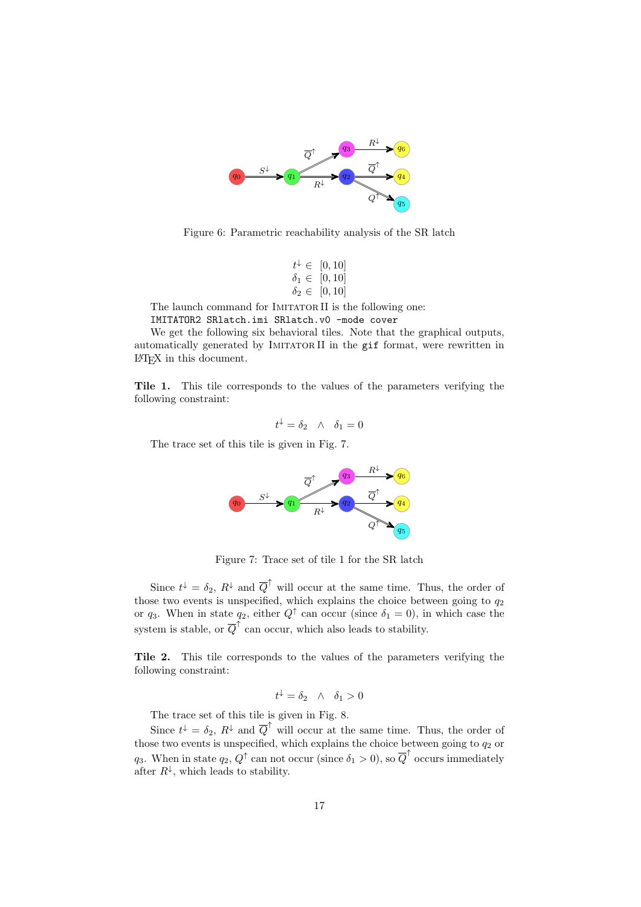Figure 6: Parametric reachability analysis of the SR latch

$$t^{\downarrow} \in [0, 10]$$
$$\delta_1 \in [0, 10]$$
$$\delta_2 \in [0, 10]$$

The launch command for IMITATOR II is the following one:

```
IMITATOR2 SRlatch.imi SRlatch.v0 -mode cover
```

We get the following six behavioral tiles. Note that the graphical outputs, automatically generated by IMITATOR II in the `gif` format, were rewritten in LaTeX in this document.

**Tile 1.** This tile corresponds to the values of the parameters verifying the following constraint:

$$t^{\downarrow} = \delta_2 \quad \wedge \quad \delta_1 = 0$$

The trace set of this tile is given in Fig. 7.

Figure 7: Trace set of tile 1 for the SR latch

Since $t^{\downarrow} = \delta_2$, $R^{\downarrow}$ and $\overline{Q}^{\uparrow}$ will occur at the same time. Thus, the order of those two events is unspecified, which explains the choice between going to $q_2$ or $q_3$. When in state $q_2$, either $Q^{\uparrow}$ can occur (since $\delta_1 = 0$), in which case the system is stable, or $\overline{Q}^{\uparrow}$ can occur, which also leads to stability.

**Tile 2.** This tile corresponds to the values of the parameters verifying the following constraint:

$$t^{\downarrow} = \delta_2 \quad \wedge \quad \delta_1 > 0$$

The trace set of this tile is given in Fig. 8.

Since $t^{\downarrow} = \delta_2$, $R^{\downarrow}$ and $\overline{Q}^{\uparrow}$ will occur at the same time. Thus, the order of those two events is unspecified, which explains the choice between going to $q_2$ or $q_3$. When in state $q_2$, $Q^{\uparrow}$ can not occur (since $\delta_1 > 0$), so $\overline{Q}^{\uparrow}$ occurs immediately after $R^{\downarrow}$, which leads to stability.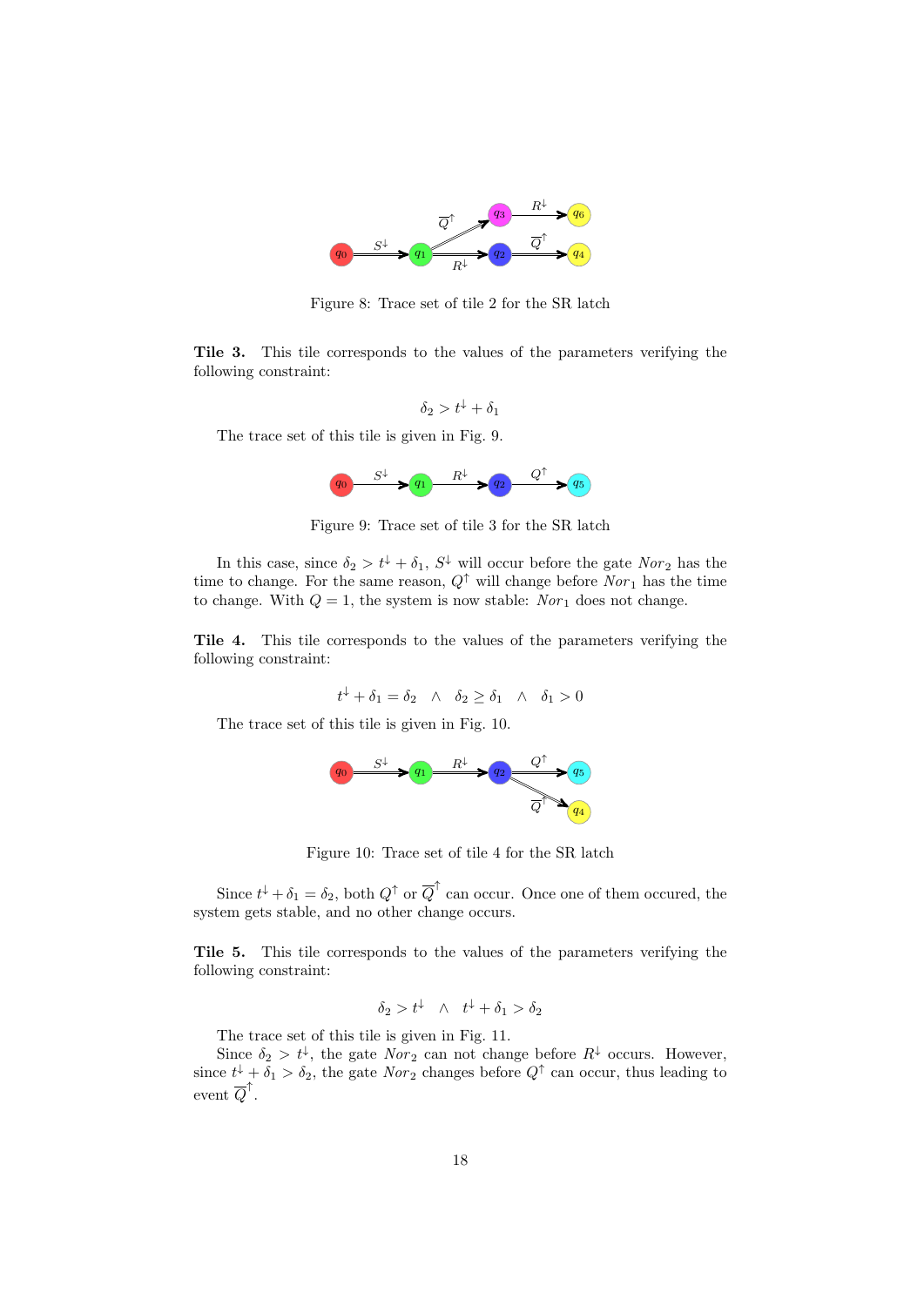Figure 8: Trace set of tile 2 for the SR latch

**Tile 3.** This tile corresponds to the values of the parameters verifying the following constraint:

$$\delta_2 > t^{\downarrow} + \delta_1$$

The trace set of this tile is given in Fig. 9.

Figure 9: Trace set of tile 3 for the SR latch

In this case, since $\delta_2 > t^{\downarrow} + \delta_1$, $S^{\downarrow}$ will occur before the gate $Nor_2$ has the time to change. For the same reason, $Q^{\uparrow}$ will change before $Nor_1$ has the time to change. With $Q = 1$, the system is now stable: $Nor_1$ does not change.

**Tile 4.** This tile corresponds to the values of the parameters verifying the following constraint:

$$t^{\downarrow} + \delta_1 = \delta_2 \quad \wedge \quad \delta_2 \geq \delta_1 \quad \wedge \quad \delta_1 > 0$$

The trace set of this tile is given in Fig. 10.

Figure 10: Trace set of tile 4 for the SR latch

Since $t^{\downarrow} + \delta_1 = \delta_2$, both $Q^{\uparrow}$ or $\overline{Q}^{\uparrow}$ can occur. Once one of them occured, the system gets stable, and no other change occurs.

**Tile 5.** This tile corresponds to the values of the parameters verifying the following constraint:

$$\delta_2 > t^{\downarrow} \quad \wedge \quad t^{\downarrow} + \delta_1 > \delta_2$$

The trace set of this tile is given in Fig. 11.

Since $\delta_2 > t^{\downarrow}$, the gate $Nor_2$ can not change before $R^{\downarrow}$ occurs. However, since $t^{\downarrow} + \delta_1 > \delta_2$, the gate $Nor_2$ changes before $Q^{\uparrow}$ can occur, thus leading to event $\overline{Q}^{\uparrow}$.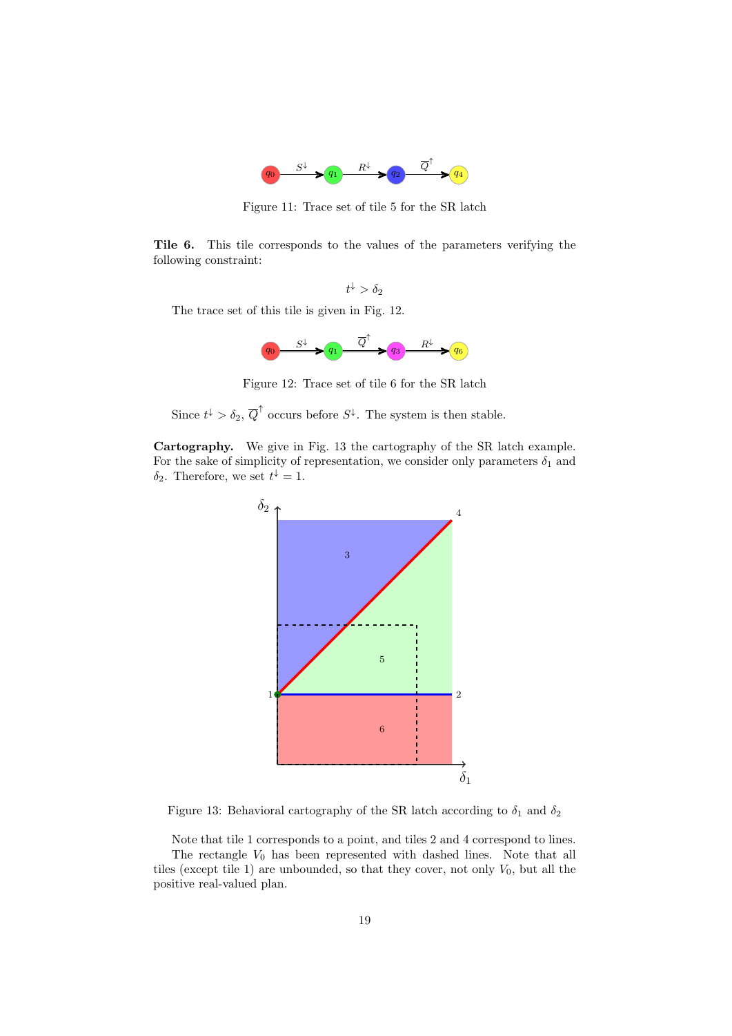Figure 11: Trace set of tile 5 for the SR latch

**Tile 6.** This tile corresponds to the values of the parameters verifying the following constraint:

$$t^{\downarrow} > \delta_2$$

The trace set of this tile is given in Fig. 12.

Figure 12: Trace set of tile 6 for the SR latch

Since $t^{\downarrow} > \delta_2$, $\overline{Q}^{\uparrow}$ occurs before $S^{\downarrow}$. The system is then stable.

**Cartography.** We give in Fig. 13 the cartography of the SR latch example. For the sake of simplicity of representation, we consider only parameters $\delta_1$ and $\delta_2$. Therefore, we set $t^{\downarrow} = 1$.

Figure 13: Behavioral cartography of the SR latch according to $\delta_1$ and $\delta_2$

Note that tile 1 corresponds to a point, and tiles 2 and 4 correspond to lines.

The rectangle $V_0$ has been represented with dashed lines. Note that all tiles (except tile 1) are unbounded, so that they cover, not only $V_0$, but all the positive real-valued plan.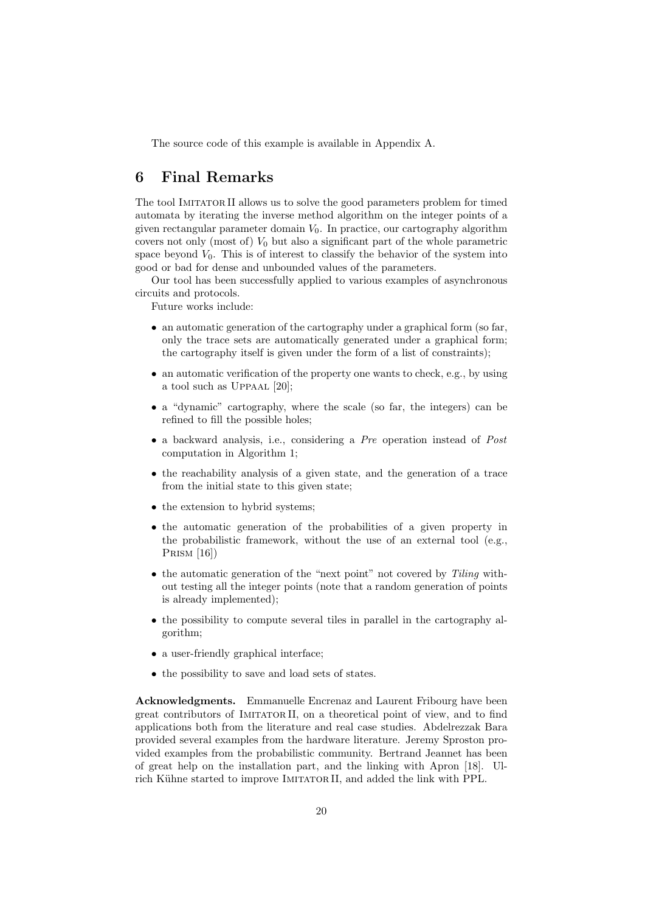The source code of this example is available in Appendix A.

# 6 Final Remarks

The tool IMITATOR II allows us to solve the good parameters problem for timed automata by iterating the inverse method algorithm on the integer points of a given rectangular parameter domain $V_0$. In practice, our cartography algorithm covers not only (most of) $V_0$ but also a significant part of the whole parametric space beyond $V_0$. This is of interest to classify the behavior of the system into good or bad for dense and unbounded values of the parameters.

Our tool has been successfully applied to various examples of asynchronous circuits and protocols.

Future works include:

- an automatic generation of the cartography under a graphical form (so far, only the trace sets are automatically generated under a graphical form; the cartography itself is given under the form of a list of constraints);
- an automatic verification of the property one wants to check, e.g., by using a tool such as UPPAAL [20];
- a "dynamic" cartography, where the scale (so far, the integers) can be refined to fill the possible holes;
- a backward analysis, i.e., considering a *Pre* operation instead of *Post* computation in Algorithm 1;
- the reachability analysis of a given state, and the generation of a trace from the initial state to this given state;
- the extension to hybrid systems;
- the automatic generation of the probabilities of a given property in the probabilistic framework, without the use of an external tool (e.g., PRISM [16])
- the automatic generation of the "next point" not covered by *Tiling* without testing all the integer points (note that a random generation of points is already implemented);
- the possibility to compute several tiles in parallel in the cartography algorithm;
- a user-friendly graphical interface;
- the possibility to save and load sets of states.

**Acknowledgments.** Emmanuelle Encrenaz and Laurent Fribourg have been great contributors of IMITATOR II, on a theoretical point of view, and to find applications both from the literature and real case studies. Abdelrezzak Bara provided several examples from the hardware literature. Jeremy Sproston provided examples from the probabilistic community. Bertrand Jeannet has been of great help on the installation part, and the linking with Apron [18]. Ulrich Kühne started to improve IMITATOR II, and added the link with PPL.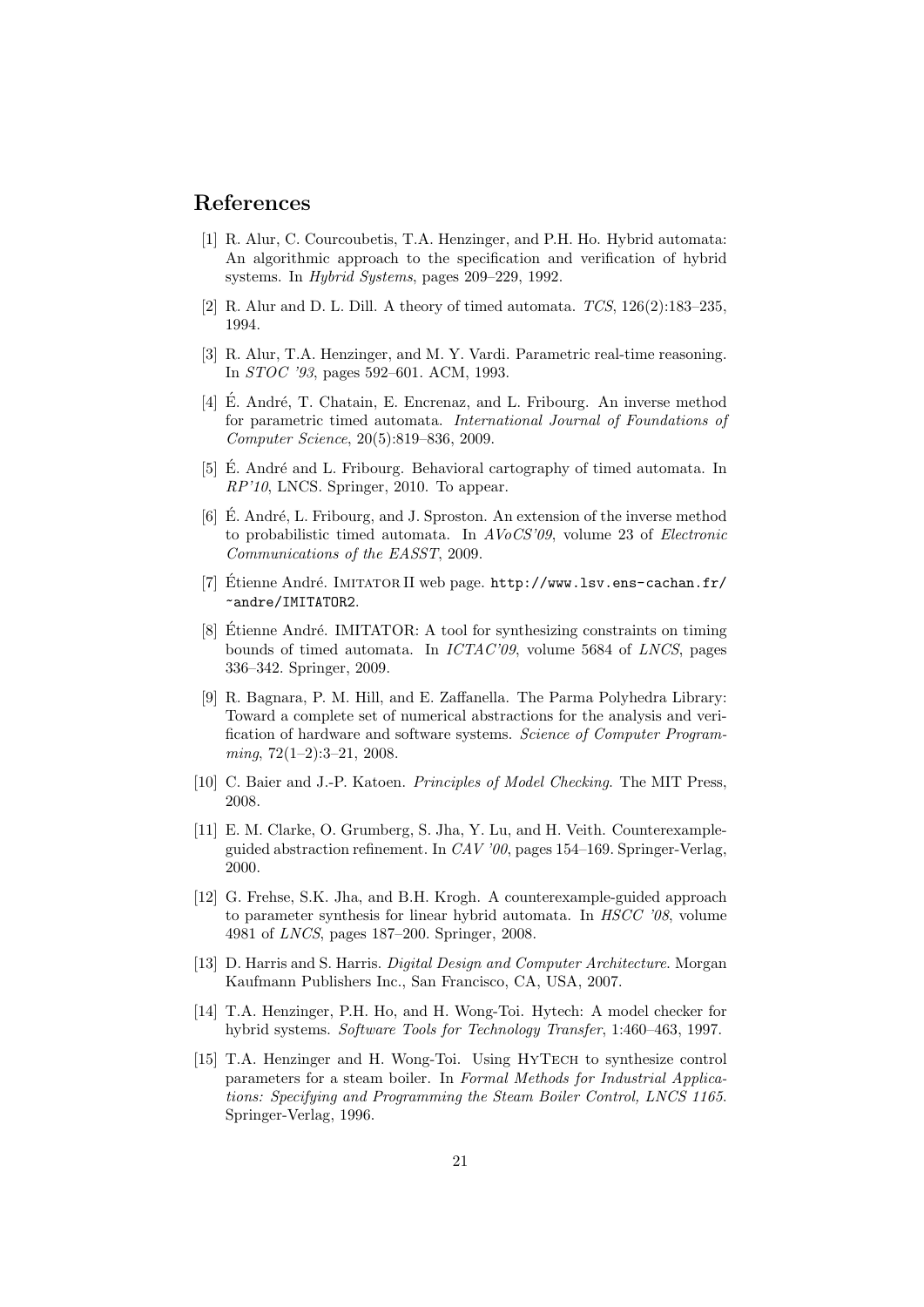## References

[1] R. Alur, C. Courcoubetis, T.A. Henzinger, and P.H. Ho. Hybrid automata: An algorithmic approach to the specification and verification of hybrid systems. In *Hybrid Systems*, pages 209–229, 1992.

[2] R. Alur and D. L. Dill. A theory of timed automata. *TCS*, 126(2):183–235, 1994.

[3] R. Alur, T.A. Henzinger, and M. Y. Vardi. Parametric real-time reasoning. In *STOC '93*, pages 592–601. ACM, 1993.

[4] É. André, T. Chatain, E. Encrenaz, and L. Fribourg. An inverse method for parametric timed automata. *International Journal of Foundations of Computer Science*, 20(5):819–836, 2009.

[5] É. André and L. Fribourg. Behavioral cartography of timed automata. In *RP'10*, LNCS. Springer, 2010. To appear.

[6] É. André, L. Fribourg, and J. Sproston. An extension of the inverse method to probabilistic timed automata. In *AVoCS'09*, volume 23 of *Electronic Communications of the EASST*, 2009.

[7] Étienne André. IMITATOR II web page. `http://www.lsv.ens-cachan.fr/~andre/IMITATOR2`.

[8] Étienne André. IMITATOR: A tool for synthesizing constraints on timing bounds of timed automata. In *ICTAC'09*, volume 5684 of *LNCS*, pages 336–342. Springer, 2009.

[9] R. Bagnara, P. M. Hill, and E. Zaffanella. The Parma Polyhedra Library: Toward a complete set of numerical abstractions for the analysis and verification of hardware and software systems. *Science of Computer Programming*, 72(1–2):3–21, 2008.

[10] C. Baier and J.-P. Katoen. *Principles of Model Checking*. The MIT Press, 2008.

[11] E. M. Clarke, O. Grumberg, S. Jha, Y. Lu, and H. Veith. Counterexample-guided abstraction refinement. In *CAV '00*, pages 154–169. Springer-Verlag, 2000.

[12] G. Frehse, S.K. Jha, and B.H. Krogh. A counterexample-guided approach to parameter synthesis for linear hybrid automata. In *HSCC '08*, volume 4981 of *LNCS*, pages 187–200. Springer, 2008.

[13] D. Harris and S. Harris. *Digital Design and Computer Architecture*. Morgan Kaufmann Publishers Inc., San Francisco, CA, USA, 2007.

[14] T.A. Henzinger, P.H. Ho, and H. Wong-Toi. Hytech: A model checker for hybrid systems. *Software Tools for Technology Transfer*, 1:460–463, 1997.

[15] T.A. Henzinger and H. Wong-Toi. Using HyTech to synthesize control parameters for a steam boiler. In *Formal Methods for Industrial Applications: Specifying and Programming the Steam Boiler Control, LNCS 1165*. Springer-Verlag, 1996.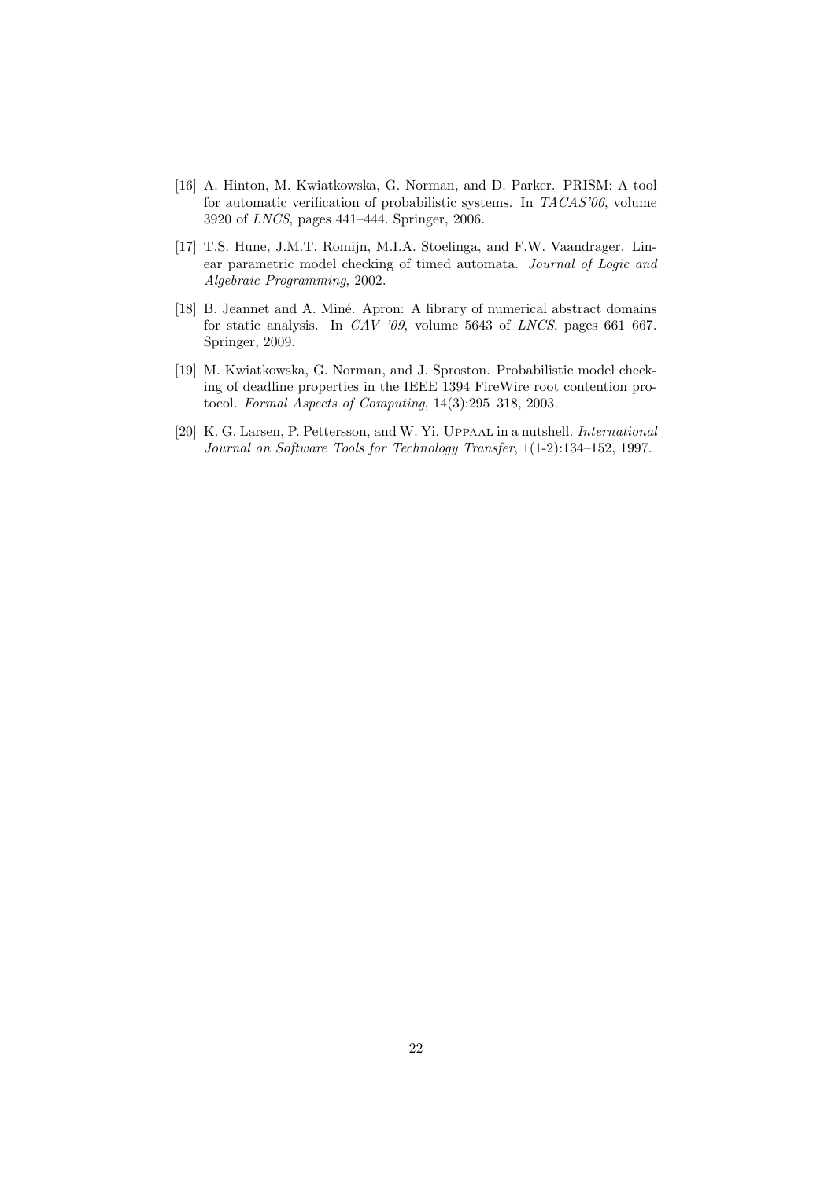[16] A. Hinton, M. Kwiatkowska, G. Norman, and D. Parker. PRISM: A tool for automatic verification of probabilistic systems. In *TACAS'06*, volume 3920 of *LNCS*, pages 441–444. Springer, 2006.

[17] T.S. Hune, J.M.T. Romijn, M.I.A. Stoelinga, and F.W. Vaandrager. Linear parametric model checking of timed automata. *Journal of Logic and Algebraic Programming*, 2002.

[18] B. Jeannet and A. Miné. Apron: A library of numerical abstract domains for static analysis. In *CAV '09*, volume 5643 of *LNCS*, pages 661–667. Springer, 2009.

[19] M. Kwiatkowska, G. Norman, and J. Sproston. Probabilistic model checking of deadline properties in the IEEE 1394 FireWire root contention protocol. *Formal Aspects of Computing*, 14(3):295–318, 2003.

[20] K. G. Larsen, P. Pettersson, and W. Yi. Uppaal in a nutshell. *International Journal on Software Tools for Technology Transfer*, 1(1-2):134–152, 1997.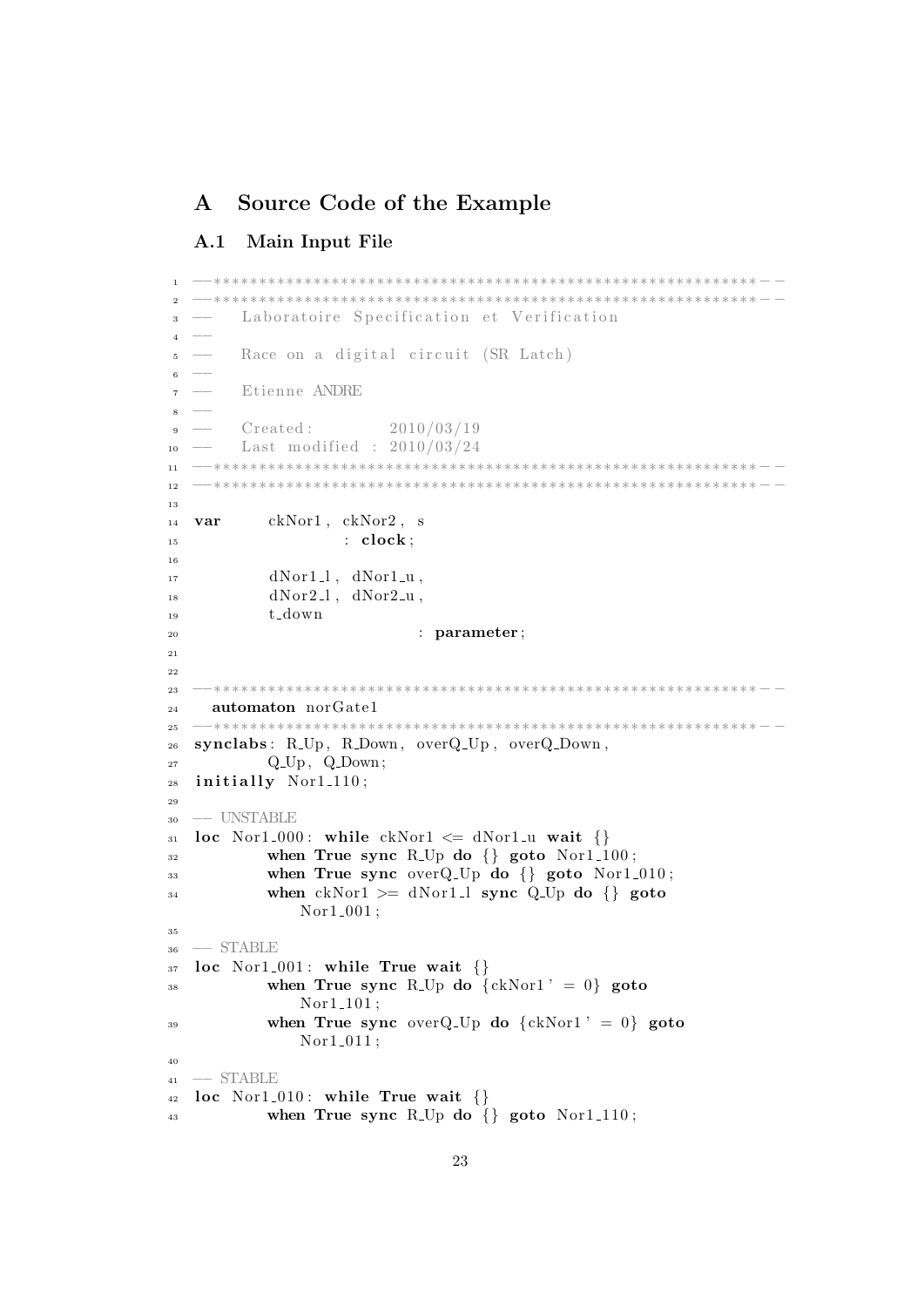# A Source Code of the Example

## A.1 Main Input File

```
--************************************************************--
--************************************************************--
--   Laboratoire Specification et Verification
--
--   Race on a digital circuit (SR Latch)
--
--   Etienne ANDRE
--
--   Created:         2010/03/19
--   Last modified :  2010/03/24
--************************************************************--
--************************************************************--

var     ckNor1, ckNor2, s
                : clock;

        dNor1_l, dNor1_u,
        dNor2_l, dNor2_u,
        t_down
                        : parameter;


--************************************************************--
  automaton norGate1
--************************************************************--
synclabs: R_Up, R_Down, overQ_Up, overQ_Down,
        Q_Up, Q_Down;
initially Nor1_110;

-- UNSTABLE
loc Nor1_000: while ckNor1 <= dNor1_u wait {}
        when True sync R_Up do {} goto Nor1_100;
        when True sync overQ_Up do {} goto Nor1_010;
        when ckNor1 >= dNor1_l sync Q_Up do {} goto
            Nor1_001;

-- STABLE
loc Nor1_001: while True wait {}
        when True sync R_Up do {ckNor1' = 0} goto
            Nor1_101;
        when True sync overQ_Up do {ckNor1' = 0} goto
            Nor1_011;

-- STABLE
loc Nor1_010: while True wait {}
        when True sync R_Up do {} goto Nor1_110;
```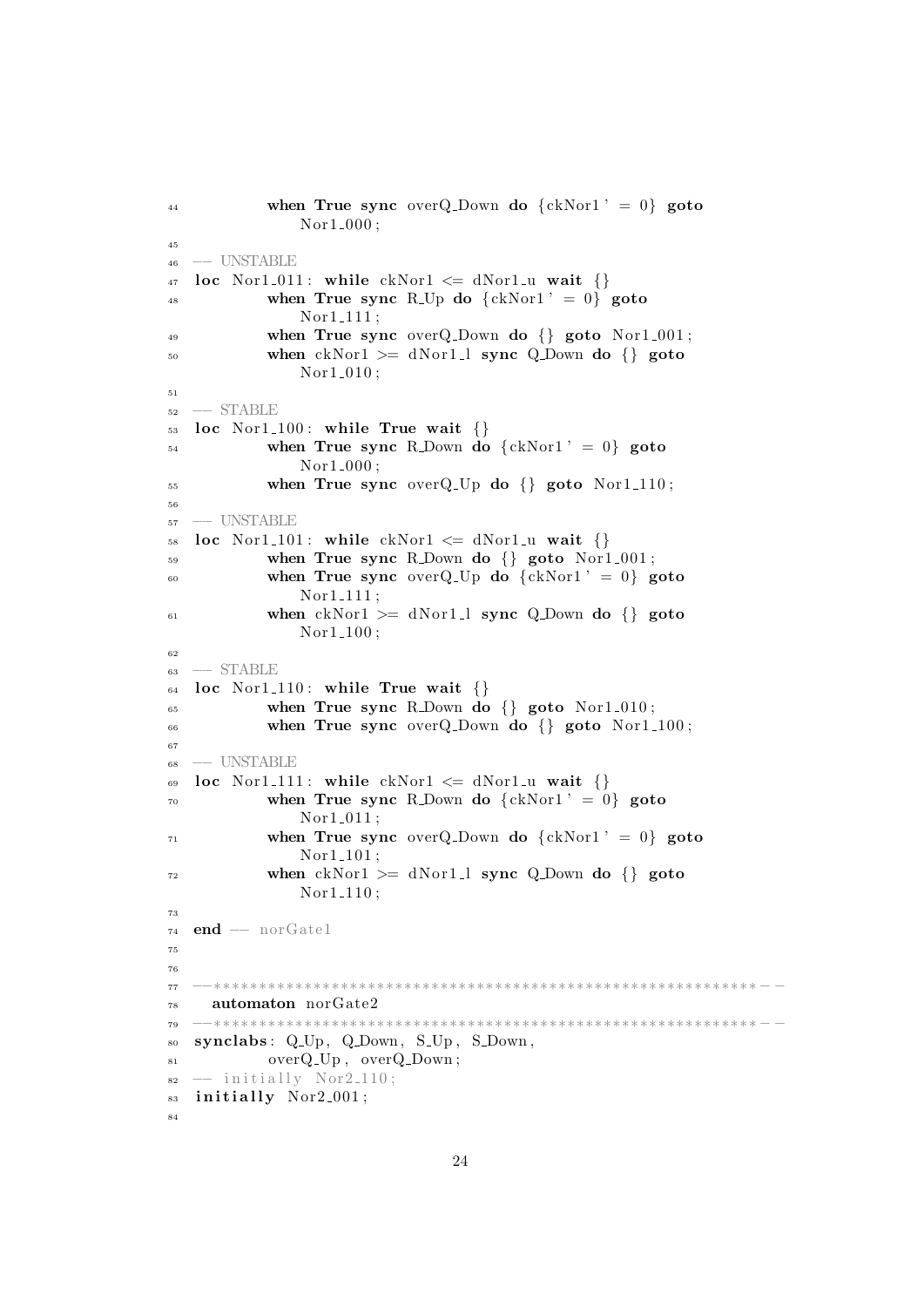```
44          when True sync overQ_Down do {ckNor1' = 0} goto
                Nor1_000;
45
46  -- UNSTABLE
47  loc Nor1_011: while ckNor1 <= dNor1_u wait {}
48          when True sync R_Up do {ckNor1' = 0} goto
                Nor1_111;
49          when True sync overQ_Down do {} goto Nor1_001;
50          when ckNor1 >= dNor1_l sync Q_Down do {} goto
                Nor1_010;
51
52  -- STABLE
53  loc Nor1_100: while True wait {}
54          when True sync R_Down do {ckNor1' = 0} goto
                Nor1_000;
55          when True sync overQ_Up do {} goto Nor1_110;
56
57  -- UNSTABLE
58  loc Nor1_101: while ckNor1 <= dNor1_u wait {}
59          when True sync R_Down do {} goto Nor1_001;
60          when True sync overQ_Up do {ckNor1' = 0} goto
                Nor1_111;
61          when ckNor1 >= dNor1_l sync Q_Down do {} goto
                Nor1_100;
62
63  -- STABLE
64  loc Nor1_110: while True wait {}
65          when True sync R_Down do {} goto Nor1_010;
66          when True sync overQ_Down do {} goto Nor1_100;
67
68  -- UNSTABLE
69  loc Nor1_111: while ckNor1 <= dNor1_u wait {}
70          when True sync R_Down do {ckNor1' = 0} goto
                Nor1_011;
71          when True sync overQ_Down do {ckNor1' = 0} goto
                Nor1_101;
72          when ckNor1 >= dNor1_l sync Q_Down do {} goto
                Nor1_110;
73
74  end -- norGate1
75
76
77  --**********************************************************--
78    automaton norGate2
79  --**********************************************************--
80  synclabs: Q_Up, Q_Down, S_Up, S_Down,
81          overQ_Up, overQ_Down;
82  -- initially Nor2_110;
83  initially Nor2_001;
84
```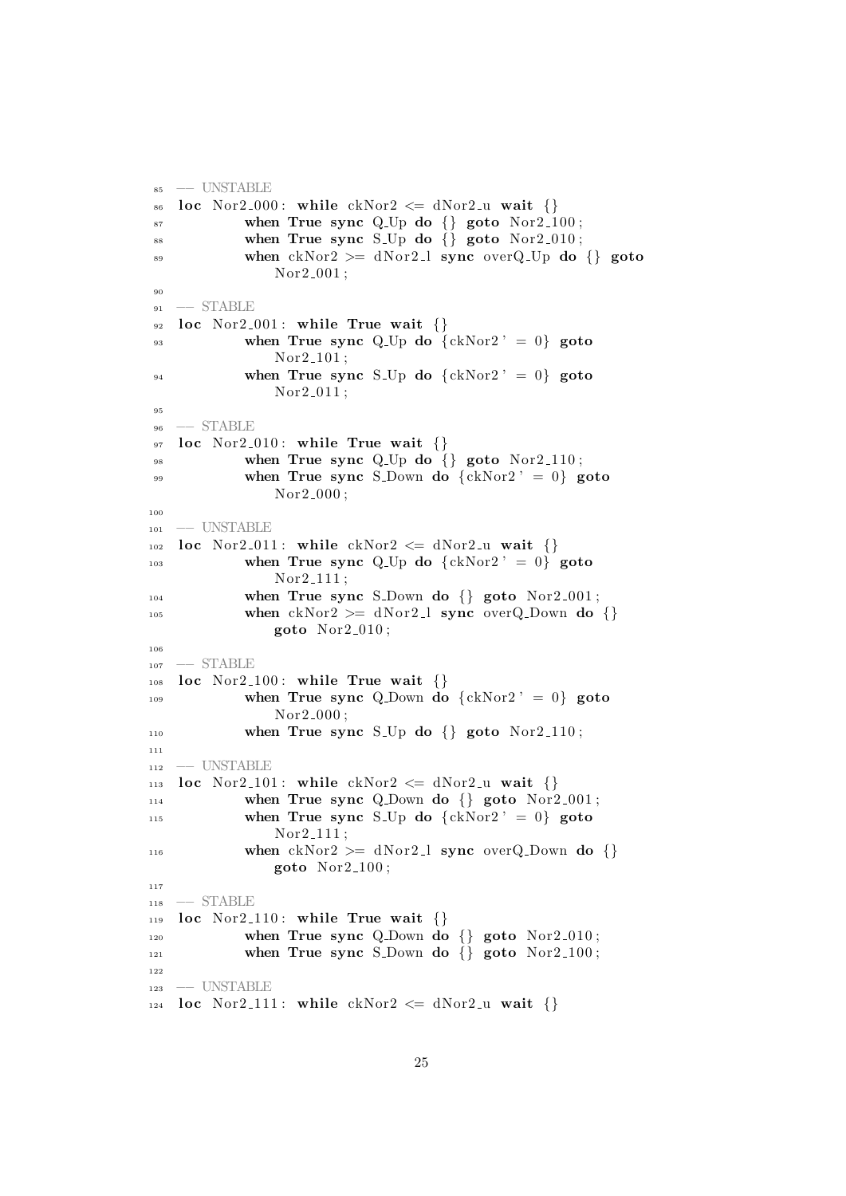```
85  -- UNSTABLE
86  loc Nor2_000: while ckNor2 <= dNor2_u wait {}
87          when True sync Q_Up do {} goto Nor2_100;
88          when True sync S_Up do {} goto Nor2_010;
89          when ckNor2 >= dNor2_l sync overQ_Up do {} goto
                Nor2_001;
90
91  -- STABLE
92  loc Nor2_001: while True wait {}
93          when True sync Q_Up do {ckNor2' = 0} goto
                Nor2_101;
94          when True sync S_Up do {ckNor2' = 0} goto
                Nor2_011;
95
96  -- STABLE
97  loc Nor2_010: while True wait {}
98          when True sync Q_Up do {} goto Nor2_110;
99          when True sync S_Down do {ckNor2' = 0} goto
                Nor2_000;
100
101 -- UNSTABLE
102 loc Nor2_011: while ckNor2 <= dNor2_u wait {}
103         when True sync Q_Up do {ckNor2' = 0} goto
                Nor2_111;
104         when True sync S_Down do {} goto Nor2_001;
105         when ckNor2 >= dNor2_l sync overQ_Down do {}
                goto Nor2_010;
106
107 -- STABLE
108 loc Nor2_100: while True wait {}
109         when True sync Q_Down do {ckNor2' = 0} goto
                Nor2_000;
110         when True sync S_Up do {} goto Nor2_110;
111
112 -- UNSTABLE
113 loc Nor2_101: while ckNor2 <= dNor2_u wait {}
114         when True sync Q_Down do {} goto Nor2_001;
115         when True sync S_Up do {ckNor2' = 0} goto
                Nor2_111;
116         when ckNor2 >= dNor2_l sync overQ_Down do {}
                goto Nor2_100;
117
118 -- STABLE
119 loc Nor2_110: while True wait {}
120         when True sync Q_Down do {} goto Nor2_010;
121         when True sync S_Down do {} goto Nor2_100;
122
123 -- UNSTABLE
124 loc Nor2_111: while ckNor2 <= dNor2_u wait {}
```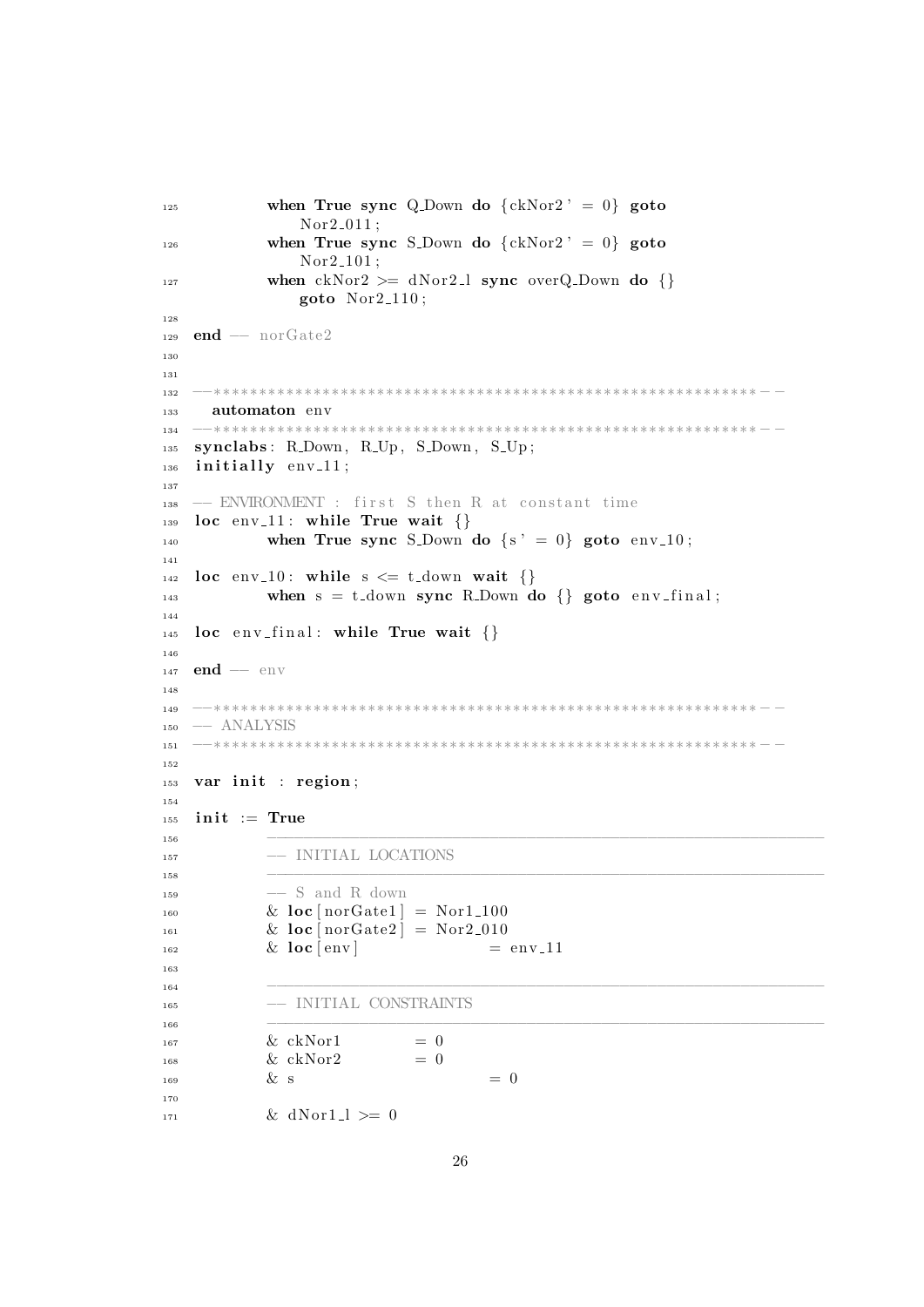```
125         when True sync Q_Down do {ckNor2' = 0} goto
                Nor2_011;
126         when True sync S_Down do {ckNor2' = 0} goto
                Nor2_101;
127         when ckNor2 >= dNor2_l sync overQ_Down do {}
                goto Nor2_110;
128 
129 end -- norGate2
130 
131 
132 --************************************************************--
133   automaton env
134 --************************************************************--
135 synclabs: R_Down, R_Up, S_Down, S_Up;
136 initially env_11;
137 
138 -- ENVIRONMENT : first S then R at constant time
139 loc env_11: while True wait {}
140         when True sync S_Down do {s' = 0} goto env_10;
141 
142 loc env_10: while s <= t_down wait {}
143         when s = t_down sync R_Down do {} goto env_final;
144 
145 loc env_final: while True wait {}
146 
147 end -- env
148 
149 --************************************************************--
150 -- ANALYSIS
151 --************************************************************--
152 
153 var init : region;
154 
155 init := True
156         ------------------------------------------------------------
157         -- INITIAL LOCATIONS
158         ------------------------------------------------------------
159         -- S and R down
160         & loc[norGate1] = Nor1_100
161         & loc[norGate2] = Nor2_010
162         & loc[env]         = env_11
163 
164         ------------------------------------------------------------
165         -- INITIAL CONSTRAINTS
166         ------------------------------------------------------------
167         & ckNor1      = 0
168         & ckNor2      = 0
169         & s                = 0
170 
171         & dNor1_l >= 0
```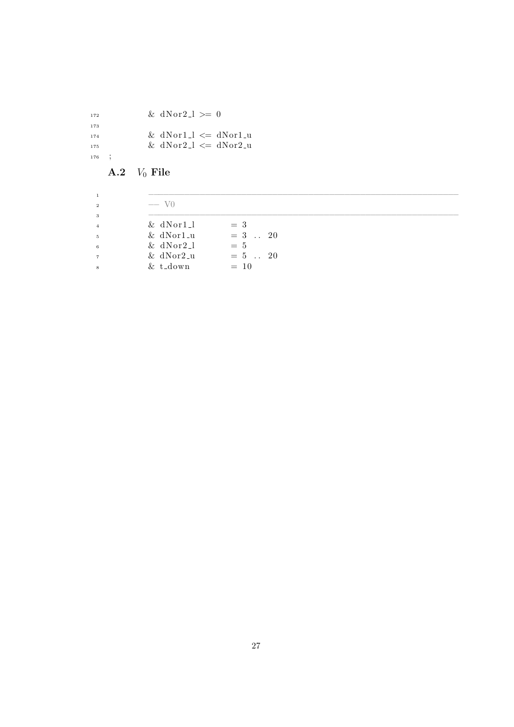```
        & dNor2_l >= 0

        & dNor1_l <= dNor1_u
        & dNor2_l <= dNor2_u
;
```

### A.2 $V_0$ File

```
--------------------------------------------------------------------------------
-- V0
--------------------------------------------------------------------------------
        & dNor1_l       = 3
        & dNor1_u       = 3 .. 20
        & dNor2_l       = 5
        & dNor2_u       = 5 .. 20
        & t_down        = 10
```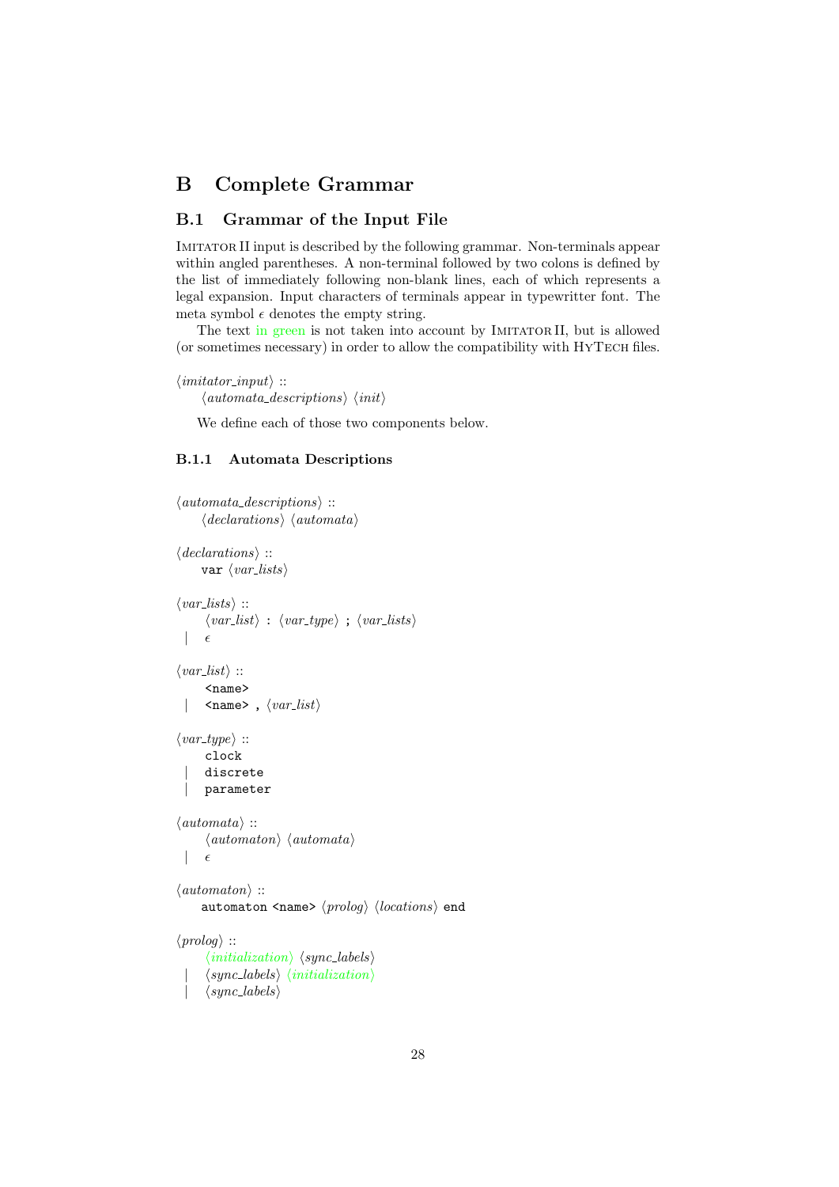# B Complete Grammar

## B.1 Grammar of the Input File

IMITATOR II input is described by the following grammar. Non-terminals appear within angled parentheses. A non-terminal followed by two colons is defined by the list of immediately following non-blank lines, each of which represents a legal expansion. Input characters of terminals appear in typewritter font. The meta symbol $\epsilon$ denotes the empty string.

The text in green is not taken into account by IMITATOR II, but is allowed (or sometimes necessary) in order to allow the compatibility with HYTECH files.

```
⟨imitator_input⟩ ::
    ⟨automata_descriptions⟩ ⟨init⟩
```

We define each of those two components below.

### B.1.1 Automata Descriptions

```
⟨automata_descriptions⟩ ::
    ⟨declarations⟩ ⟨automata⟩

⟨declarations⟩ ::
    var ⟨var_lists⟩

⟨var_lists⟩ ::
    ⟨var_list⟩ : ⟨var_type⟩ ; ⟨var_lists⟩
  | ϵ

⟨var_list⟩ ::
    <name>
  | <name> , ⟨var_list⟩

⟨var_type⟩ ::
    clock
  | discrete
  | parameter

⟨automata⟩ ::
    ⟨automaton⟩ ⟨automata⟩
  | ϵ

⟨automaton⟩ ::
    automaton <name> ⟨prolog⟩ ⟨locations⟩ end

⟨prolog⟩ ::
    ⟨initialization⟩ ⟨sync_labels⟩
  | ⟨sync_labels⟩ ⟨initialization⟩
  | ⟨sync_labels⟩
```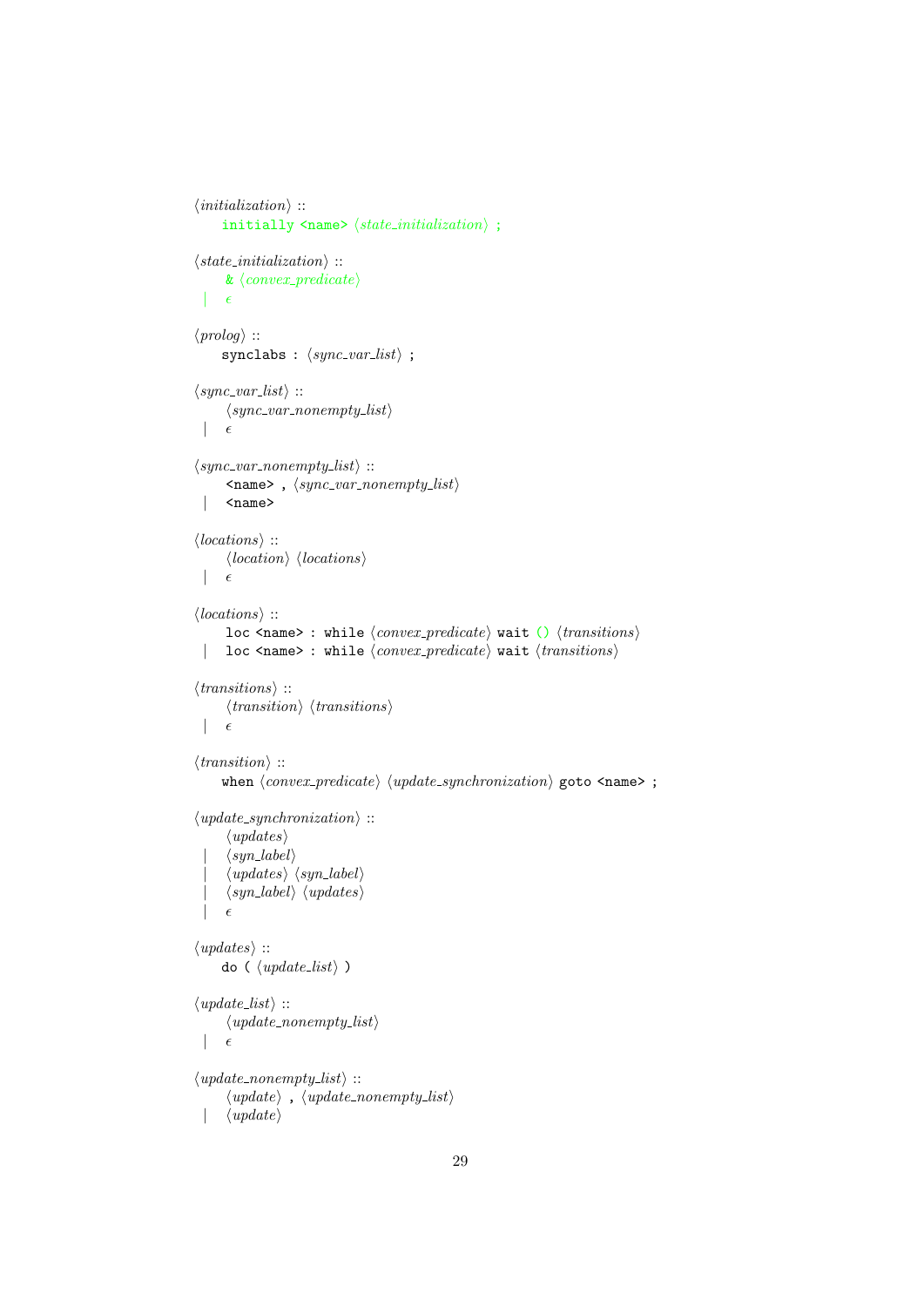```
⟨initialization⟩ ::
    initially <name> ⟨state_initialization⟩ ;

⟨state_initialization⟩ ::
      & ⟨convex_predicate⟩
   |  ϵ

⟨prolog⟩ ::
    synclabs : ⟨sync_var_list⟩ ;

⟨sync_var_list⟩ ::
      ⟨sync_var_nonempty_list⟩
   |  ϵ

⟨sync_var_nonempty_list⟩ ::
      <name> , ⟨sync_var_nonempty_list⟩
   |  <name>

⟨locations⟩ ::
      ⟨location⟩ ⟨locations⟩
   |  ϵ

⟨locations⟩ ::
      loc <name> : while ⟨convex_predicate⟩ wait () ⟨transitions⟩
   |  loc <name> : while ⟨convex_predicate⟩ wait ⟨transitions⟩

⟨transitions⟩ ::
      ⟨transition⟩ ⟨transitions⟩
   |  ϵ

⟨transition⟩ ::
    when ⟨convex_predicate⟩ ⟨update_synchronization⟩ goto <name> ;

⟨update_synchronization⟩ ::
      ⟨updates⟩
   |  ⟨syn_label⟩
   |  ⟨updates⟩ ⟨syn_label⟩
   |  ⟨syn_label⟩ ⟨updates⟩
   |  ϵ

⟨updates⟩ ::
    do ( ⟨update_list⟩ )

⟨update_list⟩ ::
      ⟨update_nonempty_list⟩
   |  ϵ

⟨update_nonempty_list⟩ ::
      ⟨update⟩ , ⟨update_nonempty_list⟩
   |  ⟨update⟩
```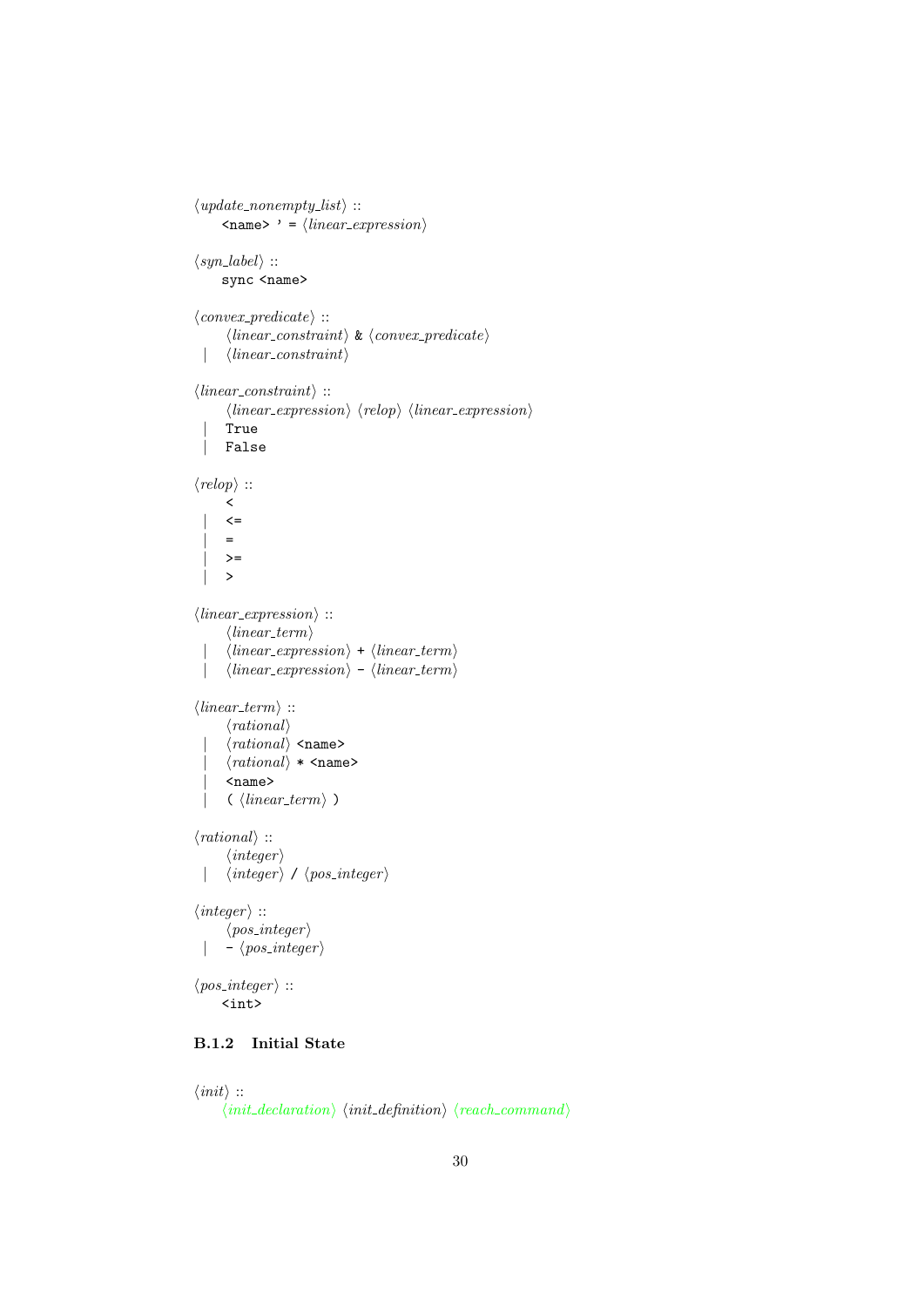⟨*update_nonempty_list*⟩ ::
    `<name> ' =` ⟨*linear_expression*⟩

⟨*syn_label*⟩ ::
    `sync <name>`

⟨*convex_predicate*⟩ ::
    ⟨*linear_constraint*⟩ `&` ⟨*convex_predicate*⟩
  | ⟨*linear_constraint*⟩

⟨*linear_constraint*⟩ ::
    ⟨*linear_expression*⟩ ⟨*relop*⟩ ⟨*linear_expression*⟩
  | `True`
  | `False`

⟨*relop*⟩ ::
    `<`
  | `<=`
  | `=`
  | `>=`
  | `>`

⟨*linear_expression*⟩ ::
    ⟨*linear_term*⟩
  | ⟨*linear_expression*⟩ `+` ⟨*linear_term*⟩
  | ⟨*linear_expression*⟩ `-` ⟨*linear_term*⟩

⟨*linear_term*⟩ ::
    ⟨*rational*⟩
  | ⟨*rational*⟩ `<name>`
  | ⟨*rational*⟩ `* <name>`
  | `<name>`
  | `(` ⟨*linear_term*⟩ `)`

⟨*rational*⟩ ::
    ⟨*integer*⟩
  | ⟨*integer*⟩ `/` ⟨*pos_integer*⟩

⟨*integer*⟩ ::
    ⟨*pos_integer*⟩
  | `-` ⟨*pos_integer*⟩

⟨*pos_integer*⟩ ::
    `<int>`

### B.1.2 Initial State

⟨*init*⟩ ::
    ⟨*init_declaration*⟩ ⟨*init_definition*⟩ ⟨*reach_command*⟩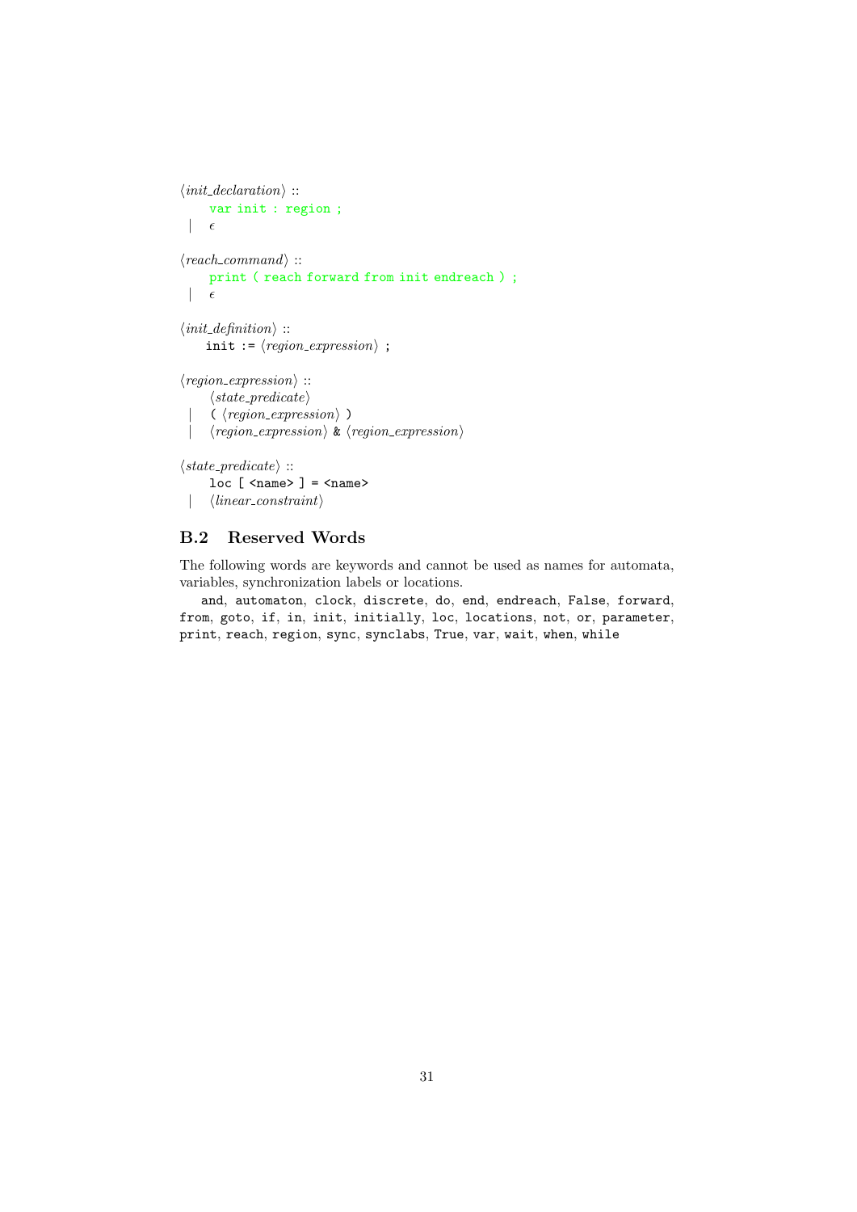⟨*init_declaration*⟩ ::
    var init : region ;
  | ϵ

⟨*reach_command*⟩ ::
    print ( reach forward from init endreach ) ;
  | ϵ

⟨*init_definition*⟩ ::
    init := ⟨*region_expression*⟩ ;

⟨*region_expression*⟩ ::
    ⟨*state_predicate*⟩
  | ( ⟨*region_expression*⟩ )
  | ⟨*region_expression*⟩ & ⟨*region_expression*⟩

⟨*state_predicate*⟩ ::
    loc [ <name> ] = <name>
  | ⟨*linear_constraint*⟩

## B.2 Reserved Words

The following words are keywords and cannot be used as names for automata, variables, synchronization labels or locations.

`and`, `automaton`, `clock`, `discrete`, `do`, `end`, `endreach`, `False`, `forward`, `from`, `goto`, `if`, `in`, `init`, `initially`, `loc`, `locations`, `not`, `or`, `parameter`, `print`, `reach`, `region`, `sync`, `synclabs`, `True`, `var`, `wait`, `when`, `while`